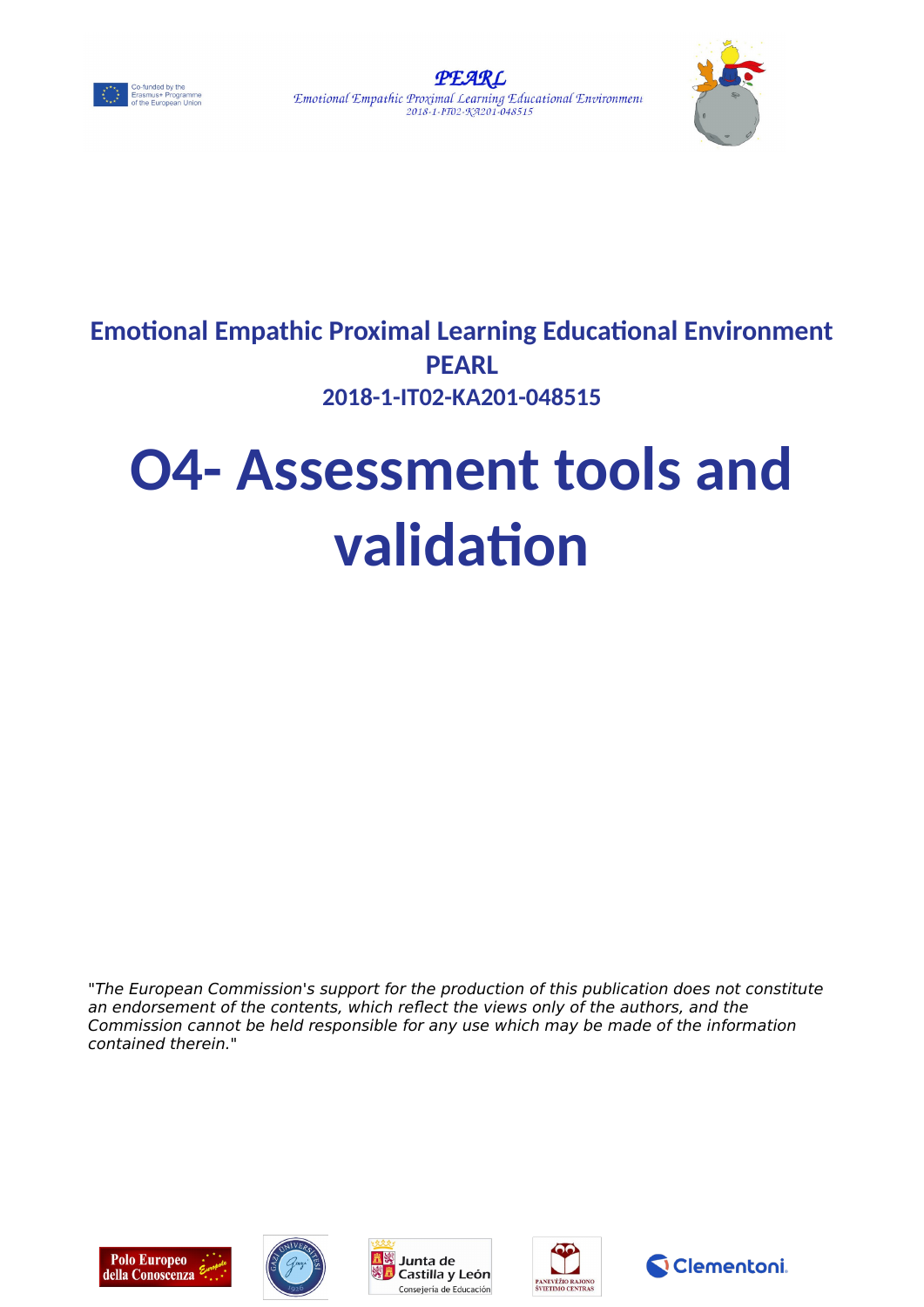**Emotional Empathic Proximal Learning Educational Environment**

**PEARL**

**2018-1-IT02-KA201-048515**

# O4- Assessment tools and validation

*"The European Commission's support for the production of this publication does not constitute an endorsement of the contents, which reflect the views only of the authors, and the Commission cannot be held responsible for any use which may be made of the information contained therein."*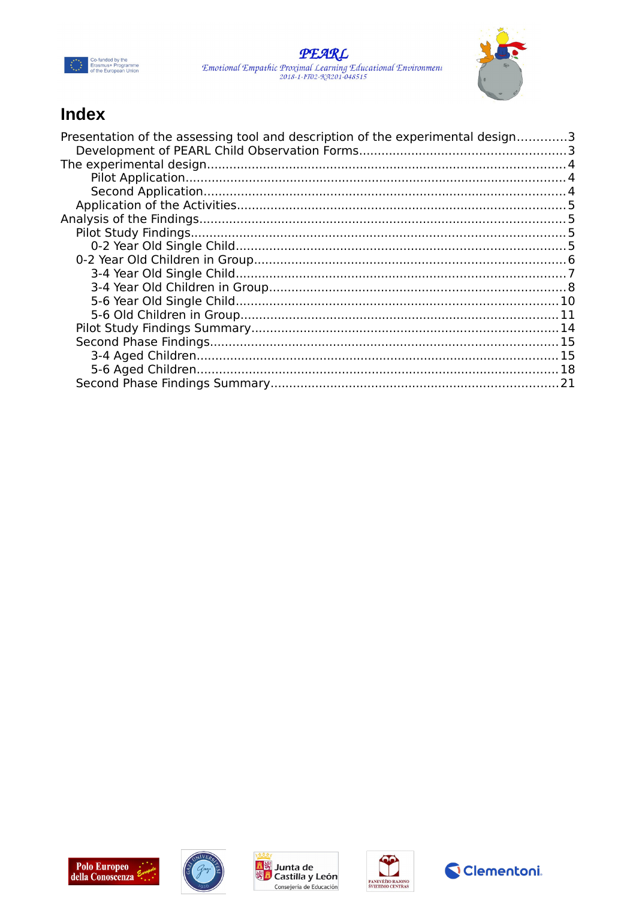# Index

- Presentation of the assessing tool and description of the experimental design.............3
  - Development of PEARL Child Observation Forms.......................................................3
- The experimental design...............................................................................................4
    - Pilot Application....................................................................................................4
    - Second Application..................................................................................................4
  - Application of the Activities.......................................................................................5
- Analysis of the Findings...............................................................................................5
  - Pilot Study Findings...................................................................................................5
    - 0-2 Year Old Single Child.......................................................................................5
  - 0-2 Year Old Children in Group..................................................................................6
    - 3-4 Year Old Single Child.......................................................................................7
    - 3-4 Year Old Children in Group...............................................................................8
    - 5-6 Year Old Single Child.....................................................................................10
    - 5-6 Old Children in Group....................................................................................11
  - Pilot Study Findings Summary..................................................................................14
  - Second Phase Findings.............................................................................................15
    - 3-4 Aged Children.................................................................................................15
    - 5-6 Aged Children.................................................................................................18
  - Second Phase Findings Summary.............................................................................21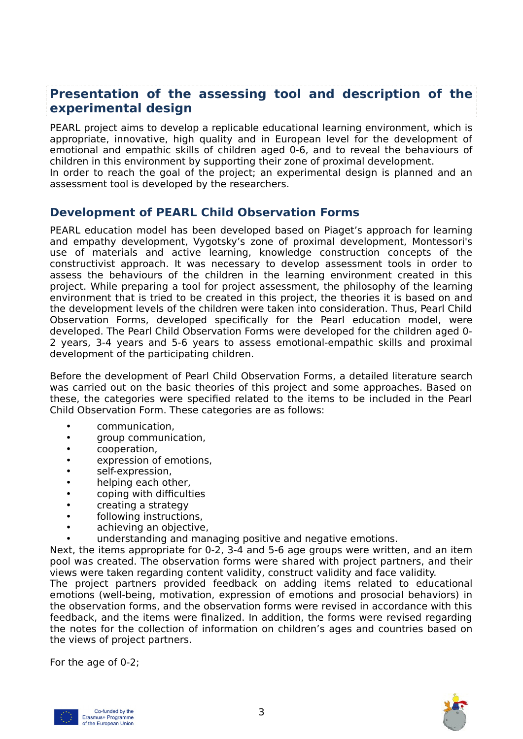## Presentation of the assessing tool and description of the experimental design

PEARL project aims to develop a replicable educational learning environment, which is appropriate, innovative, high quality and in European level for the development of emotional and empathic skills of children aged 0-6, and to reveal the behaviours of children in this environment by supporting their zone of proximal development.
In order to reach the goal of the project; an experimental design is planned and an assessment tool is developed by the researchers.

### Development of PEARL Child Observation Forms

PEARL education model has been developed based on Piaget's approach for learning and empathy development, Vygotsky's zone of proximal development, Montessori's use of materials and active learning, knowledge construction concepts of the constructivist approach. It was necessary to develop assessment tools in order to assess the behaviours of the children in the learning environment created in this project. While preparing a tool for project assessment, the philosophy of the learning environment that is tried to be created in this project, the theories it is based on and the development levels of the children were taken into consideration. Thus, Pearl Child Observation Forms, developed specifically for the Pearl education model, were developed. The Pearl Child Observation Forms were developed for the children aged 0-2 years, 3-4 years and 5-6 years to assess emotional-empathic skills and proximal development of the participating children.

Before the development of Pearl Child Observation Forms, a detailed literature search was carried out on the basic theories of this project and some approaches. Based on these, the categories were specified related to the items to be included in the Pearl Child Observation Form. These categories are as follows:

- communication,
- group communication,
- cooperation,
- expression of emotions,
- self-expression,
- helping each other,
- coping with difficulties
- creating a strategy
- following instructions,
- achieving an objective,
- understanding and managing positive and negative emotions.

Next, the items appropriate for 0-2, 3-4 and 5-6 age groups were written, and an item pool was created. The observation forms were shared with project partners, and their views were taken regarding content validity, construct validity and face validity.
The project partners provided feedback on adding items related to educational emotions (well-being, motivation, expression of emotions and prosocial behaviors) in the observation forms, and the observation forms were revised in accordance with this feedback, and the items were finalized. In addition, the forms were revised regarding the notes for the collection of information on children's ages and countries based on the views of project partners.

For the age of 0-2;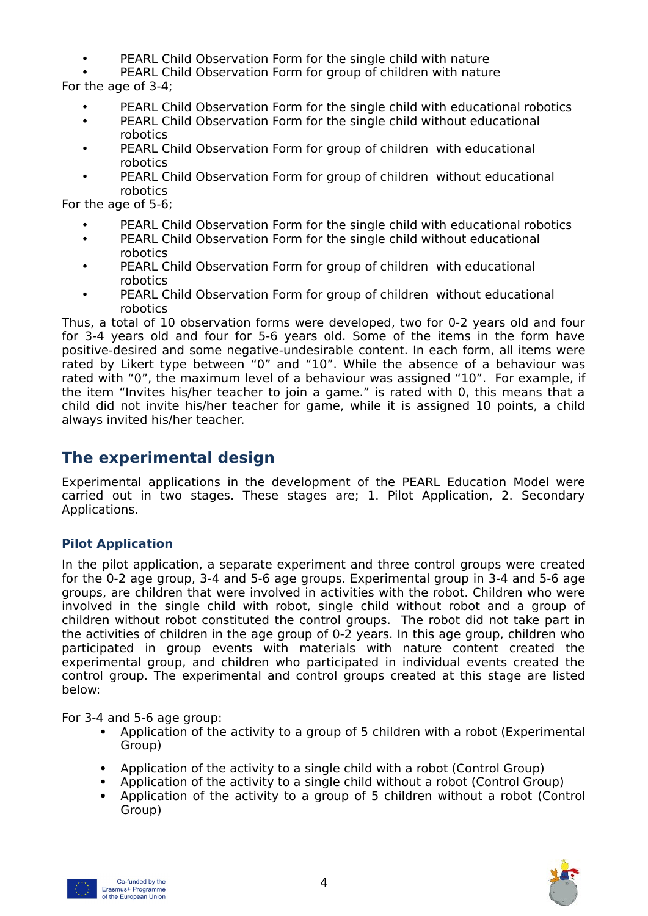- PEARL Child Observation Form for the single child with nature
- PEARL Child Observation Form for group of children with nature

For the age of 3-4;

- PEARL Child Observation Form for the single child with educational robotics
- PEARL Child Observation Form for the single child without educational robotics
- PEARL Child Observation Form for group of children with educational robotics
- PEARL Child Observation Form for group of children without educational robotics

For the age of 5-6;

- PEARL Child Observation Form for the single child with educational robotics
- PEARL Child Observation Form for the single child without educational robotics
- PEARL Child Observation Form for group of children with educational robotics
- PEARL Child Observation Form for group of children without educational robotics

Thus, a total of 10 observation forms were developed, two for 0-2 years old and four for 3-4 years old and four for 5-6 years old. Some of the items in the form have positive-desired and some negative-undesirable content. In each form, all items were rated by Likert type between "0" and "10". While the absence of a behaviour was rated with "0", the maximum level of a behaviour was assigned "10". For example, if the item "Invites his/her teacher to join a game." is rated with 0, this means that a child did not invite his/her teacher for game, while it is assigned 10 points, a child always invited his/her teacher.

## The experimental design

Experimental applications in the development of the PEARL Education Model were carried out in two stages. These stages are; 1. Pilot Application, 2. Secondary Applications.

### Pilot Application

In the pilot application, a separate experiment and three control groups were created for the 0-2 age group, 3-4 and 5-6 age groups. Experimental group in 3-4 and 5-6 age groups, are children that were involved in activities with the robot. Children who were involved in the single child with robot, single child without robot and a group of children without robot constituted the control groups. The robot did not take part in the activities of children in the age group of 0-2 years. In this age group, children who participated in group events with materials with nature content created the experimental group, and children who participated in individual events created the control group. The experimental and control groups created at this stage are listed below:

For 3-4 and 5-6 age group:

- Application of the activity to a group of 5 children with a robot (Experimental Group)
- Application of the activity to a single child with a robot (Control Group)
- Application of the activity to a single child without a robot (Control Group)
- Application of the activity to a group of 5 children without a robot (Control Group)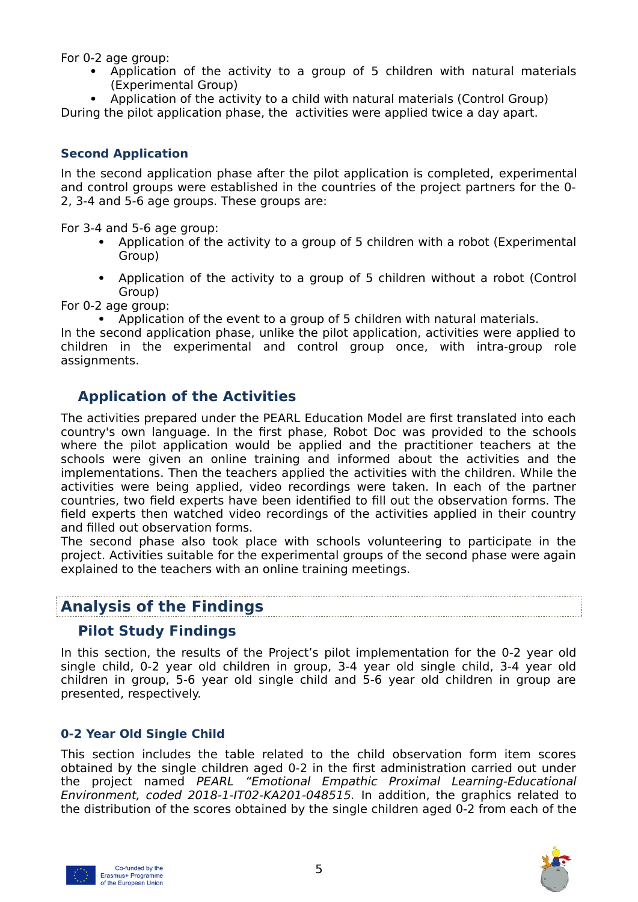For 0-2 age group:

- Application of the activity to a group of 5 children with natural materials (Experimental Group)
- Application of the activity to a child with natural materials (Control Group)

During the pilot application phase, the activities were applied twice a day apart.

#### Second Application

In the second application phase after the pilot application is completed, experimental and control groups were established in the countries of the project partners for the 0-2, 3-4 and 5-6 age groups. These groups are:

For 3-4 and 5-6 age group:

- Application of the activity to a group of 5 children with a robot (Experimental Group)
- Application of the activity to a group of 5 children without a robot (Control Group)

For 0-2 age group:

- Application of the event to a group of 5 children with natural materials.

In the second application phase, unlike the pilot application, activities were applied to children in the experimental and control group once, with intra-group role assignments.

### Application of the Activities

The activities prepared under the PEARL Education Model are first translated into each country's own language. In the first phase, Robot Doc was provided to the schools where the pilot application would be applied and the practitioner teachers at the schools were given an online training and informed about the activities and the implementations. Then the teachers applied the activities with the children. While the activities were being applied, video recordings were taken. In each of the partner countries, two field experts have been identified to fill out the observation forms. The field experts then watched video recordings of the activities applied in their country and filled out observation forms.
The second phase also took place with schools volunteering to participate in the project. Activities suitable for the experimental groups of the second phase were again explained to the teachers with an online training meetings.

## Analysis of the Findings

### Pilot Study Findings

In this section, the results of the Project's pilot implementation for the 0-2 year old single child, 0-2 year old children in group, 3-4 year old single child, 3-4 year old children in group, 5-6 year old single child and 5-6 year old children in group are presented, respectively.

#### 0-2 Year Old Single Child

This section includes the table related to the child observation form item scores obtained by the single children aged 0-2 in the first administration carried out under the project named *PEARL "Emotional Empathic Proximal Learning-Educational Environment, coded 2018-1-IT02-KA201-048515.* In addition, the graphics related to the distribution of the scores obtained by the single children aged 0-2 from each of the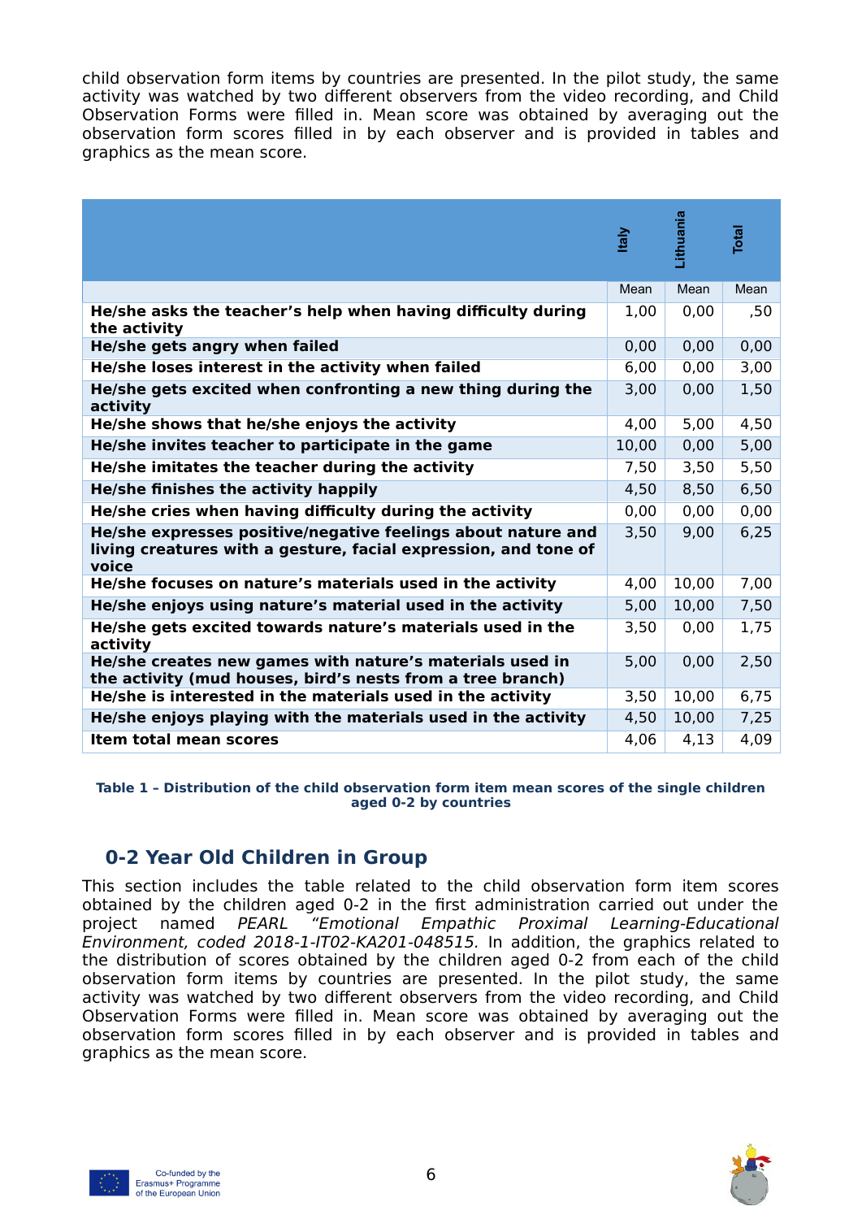child observation form items by countries are presented. In the pilot study, the same activity was watched by two different observers from the video recording, and Child Observation Forms were filled in. Mean score was obtained by averaging out the observation form scores filled in by each observer and is provided in tables and graphics as the mean score.

| | Italy | Lithuania | Total |
|---|---|---|---|
| | Mean | Mean | Mean |
| **He/she asks the teacher's help when having difficulty during the activity** | 1,00 | 0,00 | ,50 |
| **He/she gets angry when failed** | 0,00 | 0,00 | 0,00 |
| **He/she loses interest in the activity when failed** | 6,00 | 0,00 | 3,00 |
| **He/she gets excited when confronting a new thing during the activity** | 3,00 | 0,00 | 1,50 |
| **He/she shows that he/she enjoys the activity** | 4,00 | 5,00 | 4,50 |
| **He/she invites teacher to participate in the game** | 10,00 | 0,00 | 5,00 |
| **He/she imitates the teacher during the activity** | 7,50 | 3,50 | 5,50 |
| **He/she finishes the activity happily** | 4,50 | 8,50 | 6,50 |
| **He/she cries when having difficulty during the activity** | 0,00 | 0,00 | 0,00 |
| **He/she expresses positive/negative feelings about nature and living creatures with a gesture, facial expression, and tone of voice** | 3,50 | 9,00 | 6,25 |
| **He/she focuses on nature's materials used in the activity** | 4,00 | 10,00 | 7,00 |
| **He/she enjoys using nature's material used in the activity** | 5,00 | 10,00 | 7,50 |
| **He/she gets excited towards nature's materials used in the activity** | 3,50 | 0,00 | 1,75 |
| **He/she creates new games with nature's materials used in the activity (mud houses, bird's nests from a tree branch)** | 5,00 | 0,00 | 2,50 |
| **He/she is interested in the materials used in the activity** | 3,50 | 10,00 | 6,75 |
| **He/she enjoys playing with the materials used in the activity** | 4,50 | 10,00 | 7,25 |
| **Item total mean scores** | 4,06 | 4,13 | 4,09 |

**Table 1 – Distribution of the child observation form item mean scores of the single children aged 0-2 by countries**

## 0-2 Year Old Children in Group

This section includes the table related to the child observation form item scores obtained by the children aged 0-2 in the first administration carried out under the project named *PEARL "Emotional Empathic Proximal Learning-Educational Environment, coded 2018-1-IT02-KA201-048515.* In addition, the graphics related to the distribution of scores obtained by the children aged 0-2 from each of the child observation form items by countries are presented. In the pilot study, the same activity was watched by two different observers from the video recording, and Child Observation Forms were filled in. Mean score was obtained by averaging out the observation form scores filled in by each observer and is provided in tables and graphics as the mean score.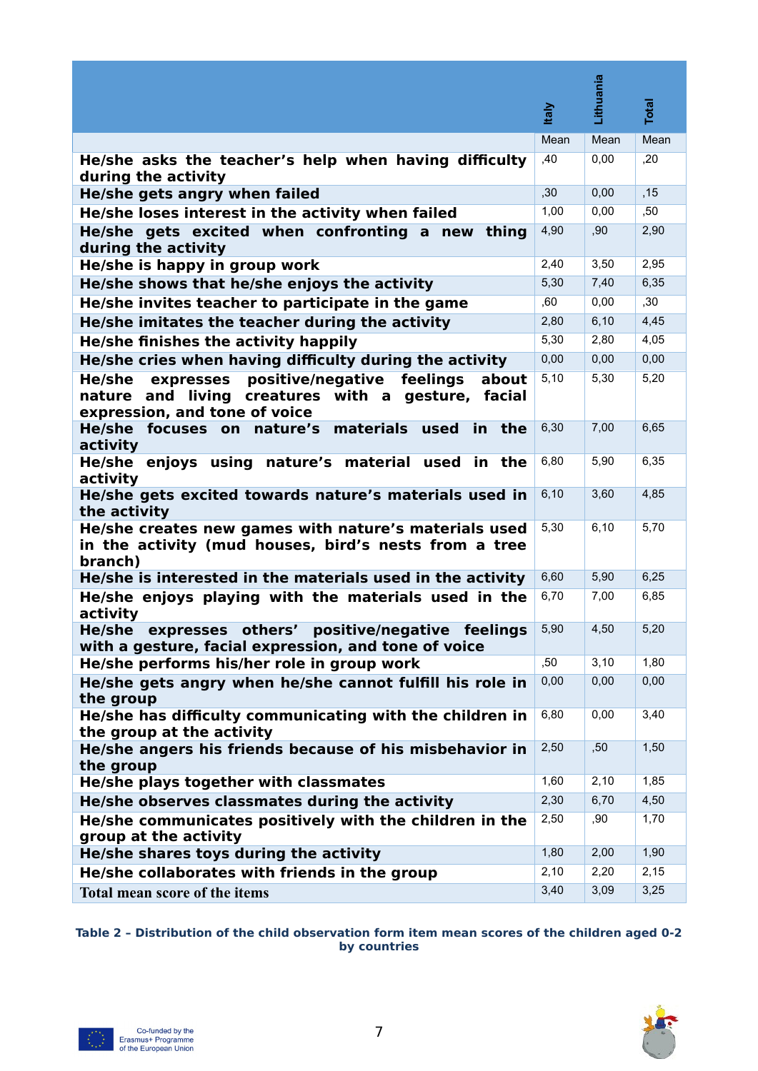| | Italy | Lithuania | Total |
|---|---|---|---|
| | Mean | Mean | Mean |
| **He/she asks the teacher's help when having difficulty during the activity** | ,40 | 0,00 | ,20 |
| **He/she gets angry when failed** | ,30 | 0,00 | ,15 |
| **He/she loses interest in the activity when failed** | 1,00 | 0,00 | ,50 |
| **He/she gets excited when confronting a new thing during the activity** | 4,90 | ,90 | 2,90 |
| **He/she is happy in group work** | 2,40 | 3,50 | 2,95 |
| **He/she shows that he/she enjoys the activity** | 5,30 | 7,40 | 6,35 |
| **He/she invites teacher to participate in the game** | ,60 | 0,00 | ,30 |
| **He/she imitates the teacher during the activity** | 2,80 | 6,10 | 4,45 |
| **He/she finishes the activity happily** | 5,30 | 2,80 | 4,05 |
| **He/she cries when having difficulty during the activity** | 0,00 | 0,00 | 0,00 |
| **He/she expresses positive/negative feelings about nature and living creatures with a gesture, facial expression, and tone of voice** | 5,10 | 5,30 | 5,20 |
| **He/she focuses on nature's materials used in the activity** | 6,30 | 7,00 | 6,65 |
| **He/she enjoys using nature's material used in the activity** | 6,80 | 5,90 | 6,35 |
| **He/she gets excited towards nature's materials used in the activity** | 6,10 | 3,60 | 4,85 |
| **He/she creates new games with nature's materials used in the activity (mud houses, bird's nests from a tree branch)** | 5,30 | 6,10 | 5,70 |
| **He/she is interested in the materials used in the activity** | 6,60 | 5,90 | 6,25 |
| **He/she enjoys playing with the materials used in the activity** | 6,70 | 7,00 | 6,85 |
| **He/she expresses others' positive/negative feelings with a gesture, facial expression, and tone of voice** | 5,90 | 4,50 | 5,20 |
| **He/she performs his/her role in group work** | ,50 | 3,10 | 1,80 |
| **He/she gets angry when he/she cannot fulfill his role in the group** | 0,00 | 0,00 | 0,00 |
| **He/she has difficulty communicating with the children in the group at the activity** | 6,80 | 0,00 | 3,40 |
| **He/she angers his friends because of his misbehavior in the group** | 2,50 | ,50 | 1,50 |
| **He/she plays together with classmates** | 1,60 | 2,10 | 1,85 |
| **He/she observes classmates during the activity** | 2,30 | 6,70 | 4,50 |
| **He/she communicates positively with the children in the group at the activity** | 2,50 | ,90 | 1,70 |
| **He/she shares toys during the activity** | 1,80 | 2,00 | 1,90 |
| **He/she collaborates with friends in the group** | 2,10 | 2,20 | 2,15 |
| **Total mean score of the items** | 3,40 | 3,09 | 3,25 |

**Table 2 – Distribution of the child observation form item mean scores of the children aged 0-2 by countries**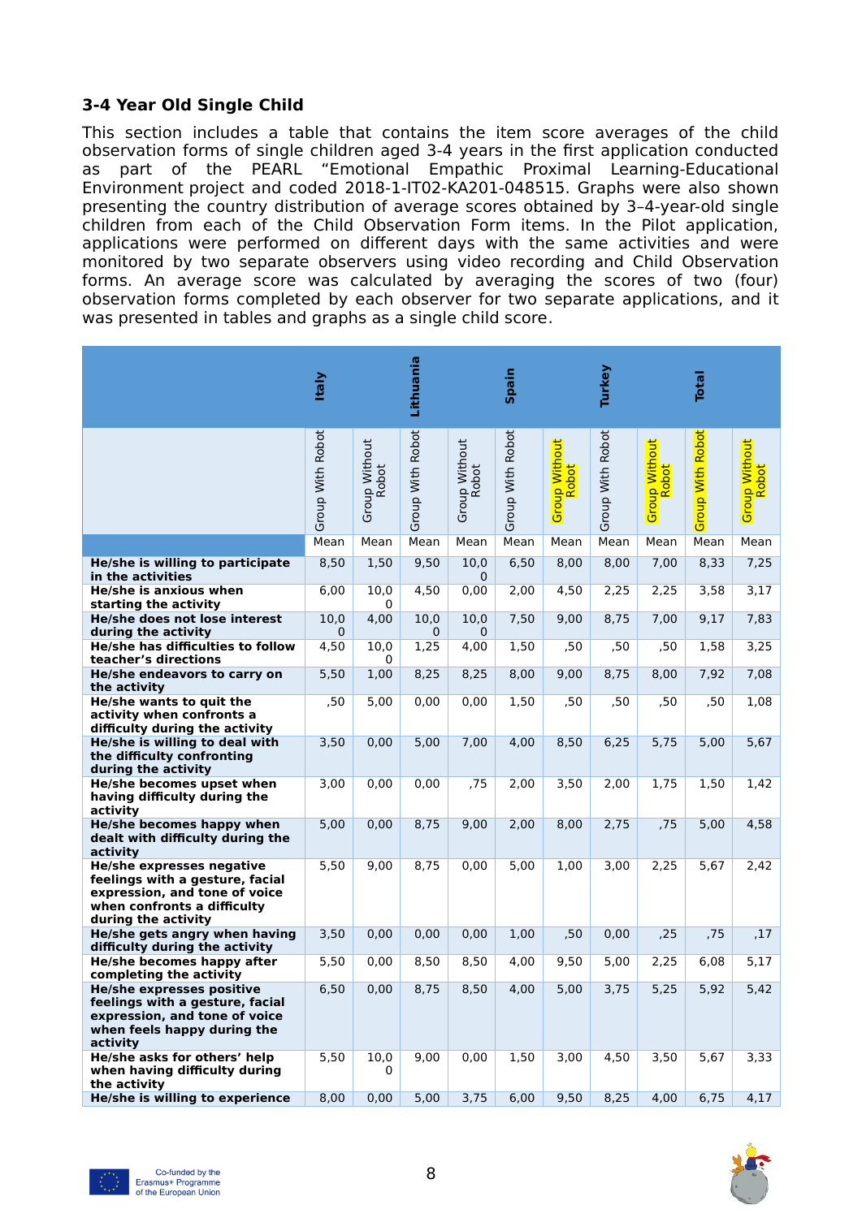### 3-4 Year Old Single Child

This section includes a table that contains the item score averages of the child observation forms of single children aged 3-4 years in the first application conducted as part of the PEARL "Emotional Empathic Proximal Learning-Educational Environment project and coded 2018-1-IT02-KA201-048515. Graphs were also shown presenting the country distribution of average scores obtained by 3–4-year-old single children from each of the Child Observation Form items. In the Pilot application, applications were performed on different days with the same activities and were monitored by two separate observers using video recording and Child Observation forms. An average score was calculated by averaging the scores of two (four) observation forms completed by each observer for two separate applications, and it was presented in tables and graphs as a single child score.

| | Italy | | Lithuania | | Spain | | Turkey | | Total | |
|---|---|---|---|---|---|---|---|---|---|---|
| | Group With Robot | Group Without Robot | Group With Robot | Group Without Robot | Group With Robot | Group Without Robot | Group With Robot | Group Without Robot | Group With Robot | Group Without Robot |
| | Mean | Mean | Mean | Mean | Mean | Mean | Mean | Mean | Mean | Mean |
| **He/she is willing to participate in the activities** | 8,50 | 1,50 | 9,50 | 10,00 | 6,50 | 8,00 | 8,00 | 7,00 | 8,33 | 7,25 |
| **He/she is anxious when starting the activity** | 6,00 | 10,00 | 4,50 | 0,00 | 2,00 | 4,50 | 2,25 | 2,25 | 3,58 | 3,17 |
| **He/she does not lose interest during the activity** | 10,00 | 4,00 | 10,00 | 10,00 | 7,50 | 9,00 | 8,75 | 7,00 | 9,17 | 7,83 |
| **He/she has difficulties to follow teacher's directions** | 4,50 | 10,00 | 1,25 | 4,00 | 1,50 | ,50 | ,50 | ,50 | 1,58 | 3,25 |
| **He/she endeavors to carry on the activity** | 5,50 | 1,00 | 8,25 | 8,25 | 8,00 | 9,00 | 8,75 | 8,00 | 7,92 | 7,08 |
| **He/she wants to quit the activity when confronts a difficulty during the activity** | ,50 | 5,00 | 0,00 | 0,00 | 1,50 | ,50 | ,50 | ,50 | ,50 | 1,08 |
| **He/she is willing to deal with the difficulty confronting during the activity** | 3,50 | 0,00 | 5,00 | 7,00 | 4,00 | 8,50 | 6,25 | 5,75 | 5,00 | 5,67 |
| **He/she becomes upset when having difficulty during the activity** | 3,00 | 0,00 | 0,00 | ,75 | 2,00 | 3,50 | 2,00 | 1,75 | 1,50 | 1,42 |
| **He/she becomes happy when dealt with difficulty during the activity** | 5,00 | 0,00 | 8,75 | 9,00 | 2,00 | 8,00 | 2,75 | ,75 | 5,00 | 4,58 |
| **He/she expresses negative feelings with a gesture, facial expression, and tone of voice when confronts a difficulty during the activity** | 5,50 | 9,00 | 8,75 | 0,00 | 5,00 | 1,00 | 3,00 | 2,25 | 5,67 | 2,42 |
| **He/she gets angry when having difficulty during the activity** | 3,50 | 0,00 | 0,00 | 0,00 | 1,00 | ,50 | 0,00 | ,25 | ,75 | ,17 |
| **He/she becomes happy after completing the activity** | 5,50 | 0,00 | 8,50 | 8,50 | 4,00 | 9,50 | 5,00 | 2,25 | 6,08 | 5,17 |
| **He/she expresses positive feelings with a gesture, facial expression, and tone of voice when feels happy during the activity** | 6,50 | 0,00 | 8,75 | 8,50 | 4,00 | 5,00 | 3,75 | 5,25 | 5,92 | 5,42 |
| **He/she asks for others' help when having difficulty during the activity** | 5,50 | 10,00 | 9,00 | 0,00 | 1,50 | 3,00 | 4,50 | 3,50 | 5,67 | 3,33 |
| **He/she is willing to experience** | 8,00 | 0,00 | 5,00 | 3,75 | 6,00 | 9,50 | 8,25 | 4,00 | 6,75 | 4,17 |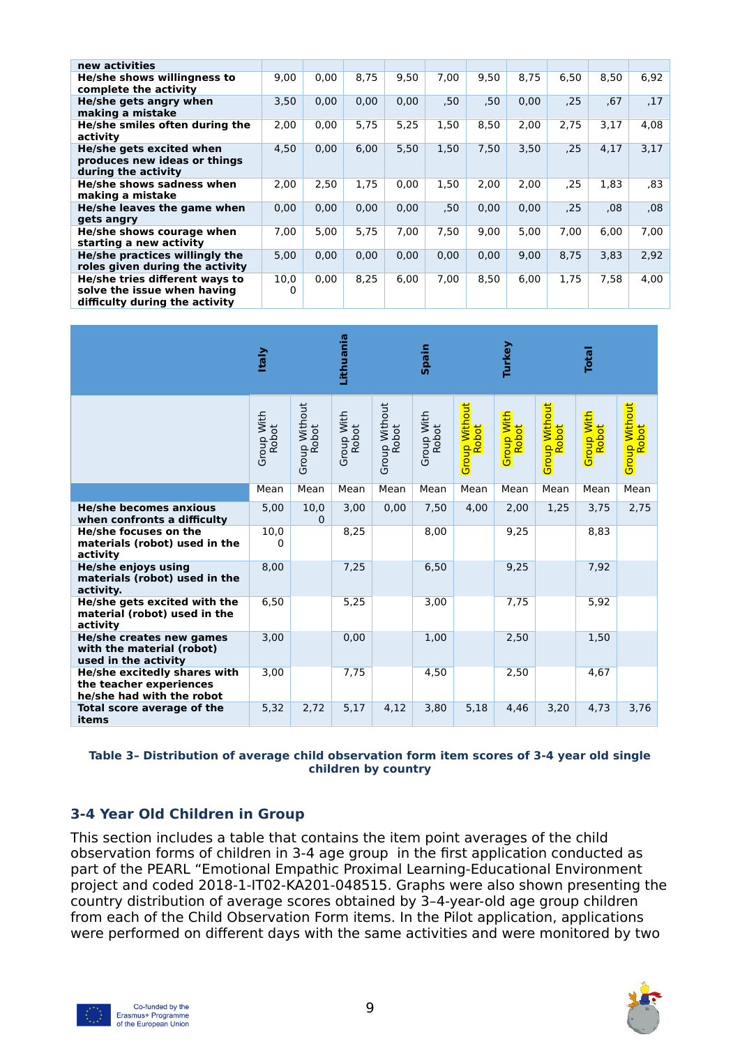| | | | | | | | | | | |
|---|---|---|---|---|---|---|---|---|---|---|
| **new activities** | | | | | | | | | | |
| **He/she shows willingness to complete the activity** | 9,00 | 0,00 | 8,75 | 9,50 | 7,00 | 9,50 | 8,75 | 6,50 | 8,50 | 6,92 |
| **He/she gets angry when making a mistake** | 3,50 | 0,00 | 0,00 | 0,00 | ,50 | ,50 | 0,00 | ,25 | ,67 | ,17 |
| **He/she smiles often during the activity** | 2,00 | 0,00 | 5,75 | 5,25 | 1,50 | 8,50 | 2,00 | 2,75 | 3,17 | 4,08 |
| **He/she gets excited when produces new ideas or things during the activity** | 4,50 | 0,00 | 6,00 | 5,50 | 1,50 | 7,50 | 3,50 | ,25 | 4,17 | 3,17 |
| **He/she shows sadness when making a mistake** | 2,00 | 2,50 | 1,75 | 0,00 | 1,50 | 2,00 | 2,00 | ,25 | 1,83 | ,83 |
| **He/she leaves the game when gets angry** | 0,00 | 0,00 | 0,00 | 0,00 | ,50 | 0,00 | 0,00 | ,25 | ,08 | ,08 |
| **He/she shows courage when starting a new activity** | 7,00 | 5,00 | 5,75 | 7,00 | 7,50 | 9,00 | 5,00 | 7,00 | 6,00 | 7,00 |
| **He/she practices willingly the roles given during the activity** | 5,00 | 0,00 | 0,00 | 0,00 | 0,00 | 0,00 | 9,00 | 8,75 | 3,83 | 2,92 |
| **He/she tries different ways to solve the issue when having difficulty during the activity** | 10,00 | 0,00 | 8,25 | 6,00 | 7,00 | 8,50 | 6,00 | 1,75 | 7,58 | 4,00 |

| | Italy | | Lithuania | | Spain | | Turkey | | Total | |
|---|---|---|---|---|---|---|---|---|---|---|
| | Group With Robot | Group Without Robot | Group With Robot | Group Without Robot | Group With Robot | Group Without Robot | Group With Robot | Group Without Robot | Group With Robot | Group Without Robot |
| | Mean | Mean | Mean | Mean | Mean | Mean | Mean | Mean | Mean | Mean |
| **He/she becomes anxious when confronts a difficulty** | 5,00 | 10,00 | 3,00 | 0,00 | 7,50 | 4,00 | 2,00 | 1,25 | 3,75 | 2,75 |
| **He/she focuses on the materials (robot) used in the activity** | 10,00 | | 8,25 | | 8,00 | | 9,25 | | 8,83 | |
| **He/she enjoys using materials (robot) used in the activity.** | 8,00 | | 7,25 | | 6,50 | | 9,25 | | 7,92 | |
| **He/she gets excited with the material (robot) used in the activity** | 6,50 | | 5,25 | | 3,00 | | 7,75 | | 5,92 | |
| **He/she creates new games with the material (robot) used in the activity** | 3,00 | | 0,00 | | 1,00 | | 2,50 | | 1,50 | |
| **He/she excitedly shares with the teacher experiences he/she had with the robot** | 3,00 | | 7,75 | | 4,50 | | 2,50 | | 4,67 | |
| **Total score average of the items** | 5,32 | 2,72 | 5,17 | 4,12 | 3,80 | 5,18 | 4,46 | 3,20 | 4,73 | 3,76 |

**Table 3– Distribution of average child observation form item scores of 3-4 year old single children by country**

## 3-4 Year Old Children in Group

This section includes a table that contains the item point averages of the child observation forms of children in 3-4 age group in the first application conducted as part of the PEARL "Emotional Empathic Proximal Learning-Educational Environment project and coded 2018-1-IT02-KA201-048515. Graphs were also shown presenting the country distribution of average scores obtained by 3–4-year-old age group children from each of the Child Observation Form items. In the Pilot application, applications were performed on different days with the same activities and were monitored by two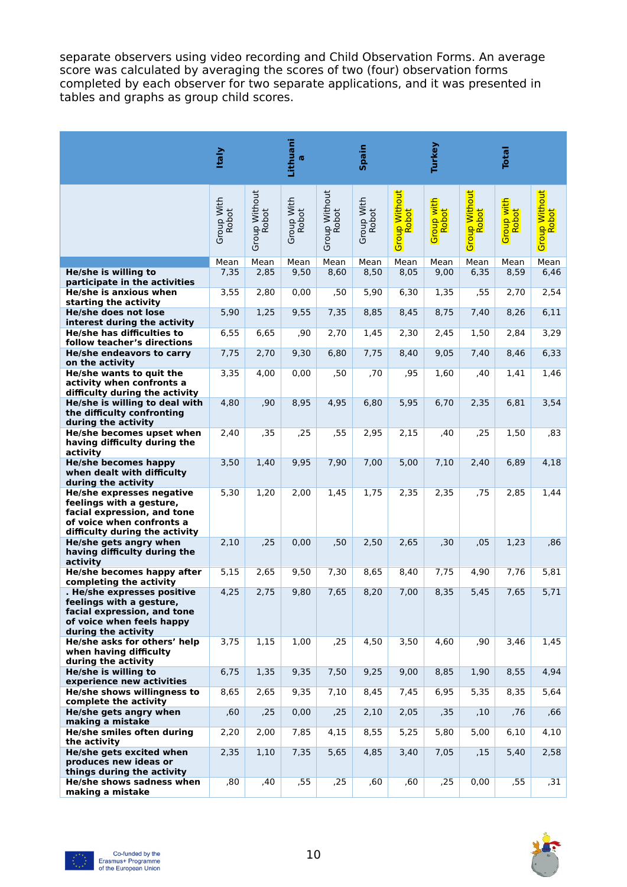separate observers using video recording and Child Observation Forms. An average score was calculated by averaging the scores of two (four) observation forms completed by each observer for two separate applications, and it was presented in tables and graphs as group child scores.

| | Italy | | Lithuania | | Spain | | Turkey | | Total | |
|---|---|---|---|---|---|---|---|---|---|---|
| | Group With Robot | Group Without Robot | Group With Robot | Group Without Robot | Group With Robot | Group Without Robot | Group with Robot | Group Without Robot | Group with Robot | Group Without Robot |
| | Mean | Mean | Mean | Mean | Mean | Mean | Mean | Mean | Mean | Mean |
| **He/she is willing to participate in the activities** | 7,35 | 2,85 | 9,50 | 8,60 | 8,50 | 8,05 | 9,00 | 6,35 | 8,59 | 6,46 |
| **He/she is anxious when starting the activity** | 3,55 | 2,80 | 0,00 | ,50 | 5,90 | 6,30 | 1,35 | ,55 | 2,70 | 2,54 |
| **He/she does not lose interest during the activity** | 5,90 | 1,25 | 9,55 | 7,35 | 8,85 | 8,45 | 8,75 | 7,40 | 8,26 | 6,11 |
| **He/she has difficulties to follow teacher's directions** | 6,55 | 6,65 | ,90 | 2,70 | 1,45 | 2,30 | 2,45 | 1,50 | 2,84 | 3,29 |
| **He/she endeavors to carry on the activity** | 7,75 | 2,70 | 9,30 | 6,80 | 7,75 | 8,40 | 9,05 | 7,40 | 8,46 | 6,33 |
| **He/she wants to quit the activity when confronts a difficulty during the activity** | 3,35 | 4,00 | 0,00 | ,50 | ,70 | ,95 | 1,60 | ,40 | 1,41 | 1,46 |
| **He/she is willing to deal with the difficulty confronting during the activity** | 4,80 | ,90 | 8,95 | 4,95 | 6,80 | 5,95 | 6,70 | 2,35 | 6,81 | 3,54 |
| **He/she becomes upset when having difficulty during the activity** | 2,40 | ,35 | ,25 | ,55 | 2,95 | 2,15 | ,40 | ,25 | 1,50 | ,83 |
| **He/she becomes happy when dealt with difficulty during the activity** | 3,50 | 1,40 | 9,95 | 7,90 | 7,00 | 5,00 | 7,10 | 2,40 | 6,89 | 4,18 |
| **He/she expresses negative feelings with a gesture, facial expression, and tone of voice when confronts a difficulty during the activity** | 5,30 | 1,20 | 2,00 | 1,45 | 1,75 | 2,35 | 2,35 | ,75 | 2,85 | 1,44 |
| **He/she gets angry when having difficulty during the activity** | 2,10 | ,25 | 0,00 | ,50 | 2,50 | 2,65 | ,30 | ,05 | 1,23 | ,86 |
| **He/she becomes happy after completing the activity** | 5,15 | 2,65 | 9,50 | 7,30 | 8,65 | 8,40 | 7,75 | 4,90 | 7,76 | 5,81 |
| **. He/she expresses positive feelings with a gesture, facial expression, and tone of voice when feels happy during the activity** | 4,25 | 2,75 | 9,80 | 7,65 | 8,20 | 7,00 | 8,35 | 5,45 | 7,65 | 5,71 |
| **He/she asks for others' help when having difficulty during the activity** | 3,75 | 1,15 | 1,00 | ,25 | 4,50 | 3,50 | 4,60 | ,90 | 3,46 | 1,45 |
| **He/she is willing to experience new activities** | 6,75 | 1,35 | 9,35 | 7,50 | 9,25 | 9,00 | 8,85 | 1,90 | 8,55 | 4,94 |
| **He/she shows willingness to complete the activity** | 8,65 | 2,65 | 9,35 | 7,10 | 8,45 | 7,45 | 6,95 | 5,35 | 8,35 | 5,64 |
| **He/she gets angry when making a mistake** | ,60 | ,25 | 0,00 | ,25 | 2,10 | 2,05 | ,35 | ,10 | ,76 | ,66 |
| **He/she smiles often during the activity** | 2,20 | 2,00 | 7,85 | 4,15 | 8,55 | 5,25 | 5,80 | 5,00 | 6,10 | 4,10 |
| **He/she gets excited when produces new ideas or things during the activity** | 2,35 | 1,10 | 7,35 | 5,65 | 4,85 | 3,40 | 7,05 | ,15 | 5,40 | 2,58 |
| **He/she shows sadness when making a mistake** | ,80 | ,40 | ,55 | ,25 | ,60 | ,60 | ,25 | 0,00 | ,55 | ,31 |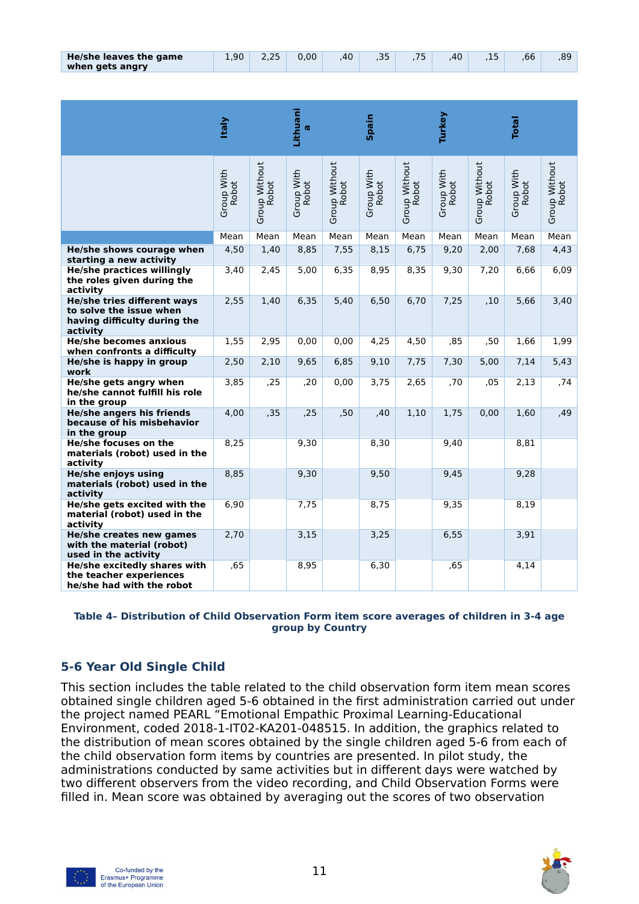| He/she leaves the game when gets angry | 1,90 | 2,25 | 0,00 | ,40 | ,35 | ,75 | ,40 | ,15 | ,66 | ,89 |
|---|---|---|---|---|---|---|---|---|---|---|

| | Italy | | Lithuania | | Spain | | Turkey | | Total | |
|---|---|---|---|---|---|---|---|---|---|---|
| | Group With Robot | Group Without Robot | Group With Robot | Group Without Robot | Group With Robot | Group Without Robot | Group With Robot | Group Without Robot | Group With Robot | Group Without Robot |
| | Mean | Mean | Mean | Mean | Mean | Mean | Mean | Mean | Mean | Mean |
| **He/she shows courage when starting a new activity** | 4,50 | 1,40 | 8,85 | 7,55 | 8,15 | 6,75 | 9,20 | 2,00 | 7,68 | 4,43 |
| **He/she practices willingly the roles given during the activity** | 3,40 | 2,45 | 5,00 | 6,35 | 8,95 | 8,35 | 9,30 | 7,20 | 6,66 | 6,09 |
| **He/she tries different ways to solve the issue when having difficulty during the activity** | 2,55 | 1,40 | 6,35 | 5,40 | 6,50 | 6,70 | 7,25 | ,10 | 5,66 | 3,40 |
| **He/she becomes anxious when confronts a difficulty** | 1,55 | 2,95 | 0,00 | 0,00 | 4,25 | 4,50 | ,85 | ,50 | 1,66 | 1,99 |
| **He/she is happy in group work** | 2,50 | 2,10 | 9,65 | 6,85 | 9,10 | 7,75 | 7,30 | 5,00 | 7,14 | 5,43 |
| **He/she gets angry when he/she cannot fulfill his role in the group** | 3,85 | ,25 | ,20 | 0,00 | 3,75 | 2,65 | ,70 | ,05 | 2,13 | ,74 |
| **He/she angers his friends because of his misbehavior in the group** | 4,00 | ,35 | ,25 | ,50 | ,40 | 1,10 | 1,75 | 0,00 | 1,60 | ,49 |
| **He/she focuses on the materials (robot) used in the activity** | 8,25 | | 9,30 | | 8,30 | | 9,40 | | 8,81 | |
| **He/she enjoys using materials (robot) used in the activity** | 8,85 | | 9,30 | | 9,50 | | 9,45 | | 9,28 | |
| **He/she gets excited with the material (robot) used in the activity** | 6,90 | | 7,75 | | 8,75 | | 9,35 | | 8,19 | |
| **He/she creates new games with the material (robot) used in the activity** | 2,70 | | 3,15 | | 3,25 | | 6,55 | | 3,91 | |
| **He/she excitedly shares with the teacher experiences he/she had with the robot** | ,65 | | 8,95 | | 6,30 | | ,65 | | 4,14 | |

**Table 4– Distribution of Child Observation Form item score averages of children in 3-4 age group by Country**

## 5-6 Year Old Single Child

This section includes the table related to the child observation form item mean scores obtained single children aged 5-6 obtained in the first administration carried out under the project named PEARL "Emotional Empathic Proximal Learning-Educational Environment, coded 2018-1-IT02-KA201-048515. In addition, the graphics related to the distribution of mean scores obtained by the single children aged 5-6 from each of the child observation form items by countries are presented. In pilot study, the administrations conducted by same activities but in different days were watched by two different observers from the video recording, and Child Observation Forms were filled in. Mean score was obtained by averaging out the scores of two observation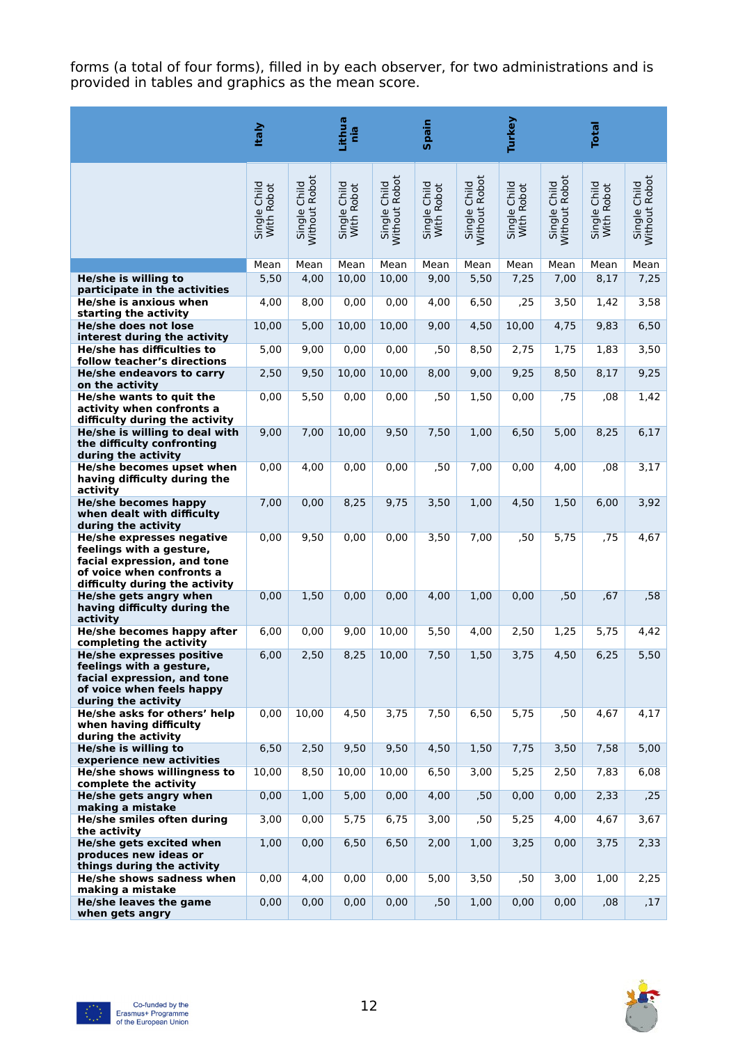forms (a total of four forms), filled in by each observer, for two administrations and is provided in tables and graphics as the mean score.

| | Italy | | Lithuania | | Spain | | Turkey | | Total | |
|---|---|---|---|---|---|---|---|---|---|---|
| | Single Child With Robot | Single Child Without Robot | Single Child With Robot | Single Child Without Robot | Single Child With Robot | Single Child Without Robot | Single Child With Robot | Single Child Without Robot | Single Child With Robot | Single Child Without Robot |
| | Mean | Mean | Mean | Mean | Mean | Mean | Mean | Mean | Mean | Mean |
| **He/she is willing to participate in the activities** | 5,50 | 4,00 | 10,00 | 10,00 | 9,00 | 5,50 | 7,25 | 7,00 | 8,17 | 7,25 |
| **He/she is anxious when starting the activity** | 4,00 | 8,00 | 0,00 | 0,00 | 4,00 | 6,50 | ,25 | 3,50 | 1,42 | 3,58 |
| **He/she does not lose interest during the activity** | 10,00 | 5,00 | 10,00 | 10,00 | 9,00 | 4,50 | 10,00 | 4,75 | 9,83 | 6,50 |
| **He/she has difficulties to follow teacher's directions** | 5,00 | 9,00 | 0,00 | 0,00 | ,50 | 8,50 | 2,75 | 1,75 | 1,83 | 3,50 |
| **He/she endeavors to carry on the activity** | 2,50 | 9,50 | 10,00 | 10,00 | 8,00 | 9,00 | 9,25 | 8,50 | 8,17 | 9,25 |
| **He/she wants to quit the activity when confronts a difficulty during the activity** | 0,00 | 5,50 | 0,00 | 0,00 | ,50 | 1,50 | 0,00 | ,75 | ,08 | 1,42 |
| **He/she is willing to deal with the difficulty confronting during the activity** | 9,00 | 7,00 | 10,00 | 9,50 | 7,50 | 1,00 | 6,50 | 5,00 | 8,25 | 6,17 |
| **He/she becomes upset when having difficulty during the activity** | 0,00 | 4,00 | 0,00 | 0,00 | ,50 | 7,00 | 0,00 | 4,00 | ,08 | 3,17 |
| **He/she becomes happy when dealt with difficulty during the activity** | 7,00 | 0,00 | 8,25 | 9,75 | 3,50 | 1,00 | 4,50 | 1,50 | 6,00 | 3,92 |
| **He/she expresses negative feelings with a gesture, facial expression, and tone of voice when confronts a difficulty during the activity** | 0,00 | 9,50 | 0,00 | 0,00 | 3,50 | 7,00 | ,50 | 5,75 | ,75 | 4,67 |
| **He/she gets angry when having difficulty during the activity** | 0,00 | 1,50 | 0,00 | 0,00 | 4,00 | 1,00 | 0,00 | ,50 | ,67 | ,58 |
| **He/she becomes happy after completing the activity** | 6,00 | 0,00 | 9,00 | 10,00 | 5,50 | 4,00 | 2,50 | 1,25 | 5,75 | 4,42 |
| **He/she expresses positive feelings with a gesture, facial expression, and tone of voice when feels happy during the activity** | 6,00 | 2,50 | 8,25 | 10,00 | 7,50 | 1,50 | 3,75 | 4,50 | 6,25 | 5,50 |
| **He/she asks for others' help when having difficulty during the activity** | 0,00 | 10,00 | 4,50 | 3,75 | 7,50 | 6,50 | 5,75 | ,50 | 4,67 | 4,17 |
| **He/she is willing to experience new activities** | 6,50 | 2,50 | 9,50 | 9,50 | 4,50 | 1,50 | 7,75 | 3,50 | 7,58 | 5,00 |
| **He/she shows willingness to complete the activity** | 10,00 | 8,50 | 10,00 | 10,00 | 6,50 | 3,00 | 5,25 | 2,50 | 7,83 | 6,08 |
| **He/she gets angry when making a mistake** | 0,00 | 1,00 | 5,00 | 0,00 | 4,00 | ,50 | 0,00 | 0,00 | 2,33 | ,25 |
| **He/she smiles often during the activity** | 3,00 | 0,00 | 5,75 | 6,75 | 3,00 | ,50 | 5,25 | 4,00 | 4,67 | 3,67 |
| **He/she gets excited when produces new ideas or things during the activity** | 1,00 | 0,00 | 6,50 | 6,50 | 2,00 | 1,00 | 3,25 | 0,00 | 3,75 | 2,33 |
| **He/she shows sadness when making a mistake** | 0,00 | 4,00 | 0,00 | 0,00 | 5,00 | 3,50 | ,50 | 3,00 | 1,00 | 2,25 |
| **He/she leaves the game when gets angry** | 0,00 | 0,00 | 0,00 | 0,00 | ,50 | 1,00 | 0,00 | 0,00 | ,08 | ,17 |

Co-funded by the Erasmus+ Programme of the European Union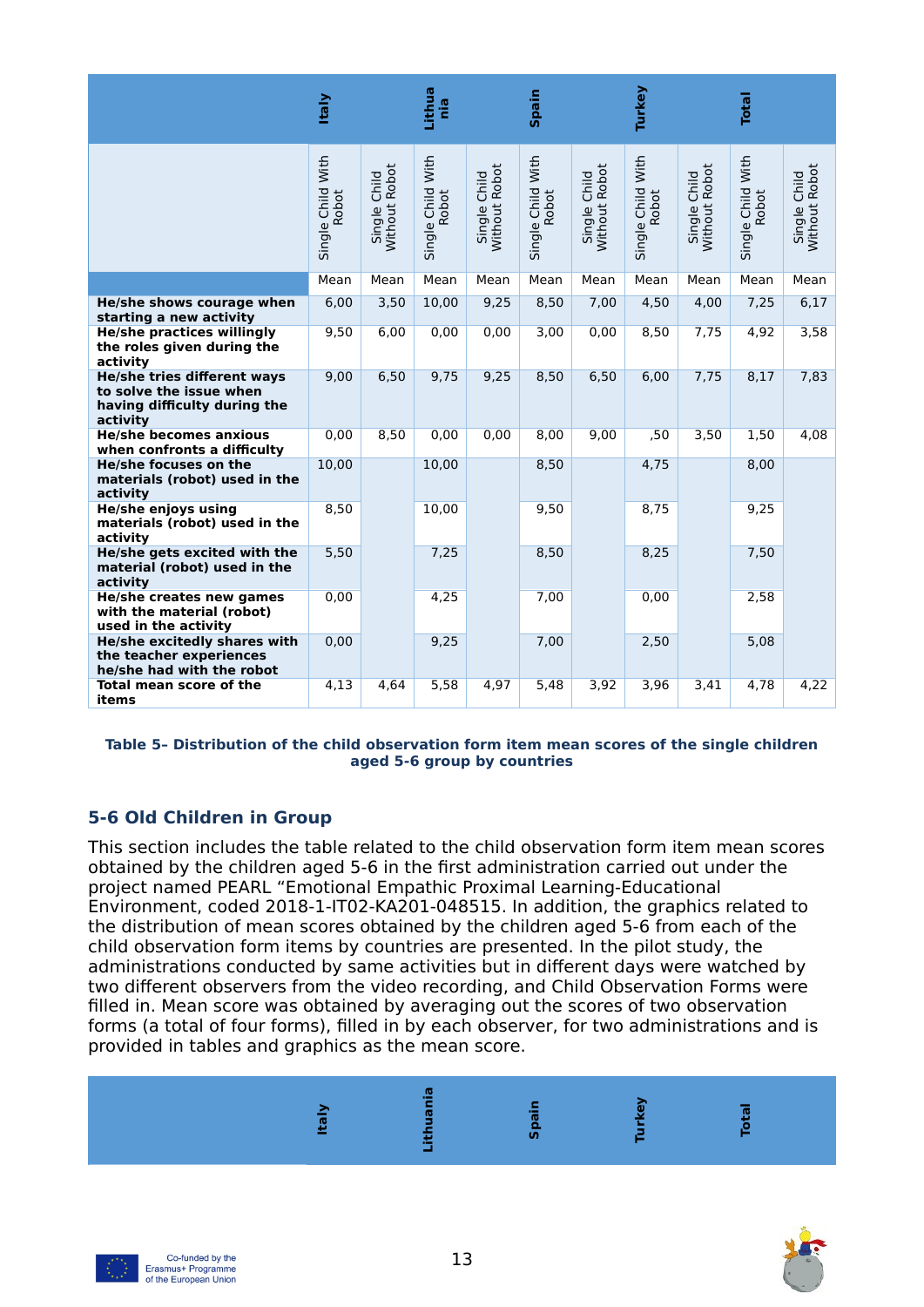| | Italy | | Lithuania | | Spain | | Turkey | | Total | |
|---|---|---|---|---|---|---|---|---|---|---|
| | Single Child With Robot | Single Child Without Robot | Single Child With Robot | Single Child Without Robot | Single Child With Robot | Single Child Without Robot | Single Child With Robot | Single Child Without Robot | Single Child With Robot | Single Child Without Robot |
| | Mean | Mean | Mean | Mean | Mean | Mean | Mean | Mean | Mean | Mean |
| **He/she shows courage when starting a new activity** | 6,00 | 3,50 | 10,00 | 9,25 | 8,50 | 7,00 | 4,50 | 4,00 | 7,25 | 6,17 |
| **He/she practices willingly the roles given during the activity** | 9,50 | 6,00 | 0,00 | 0,00 | 3,00 | 0,00 | 8,50 | 7,75 | 4,92 | 3,58 |
| **He/she tries different ways to solve the issue when having difficulty during the activity** | 9,00 | 6,50 | 9,75 | 9,25 | 8,50 | 6,50 | 6,00 | 7,75 | 8,17 | 7,83 |
| **He/she becomes anxious when confronts a difficulty** | 0,00 | 8,50 | 0,00 | 0,00 | 8,00 | 9,00 | ,50 | 3,50 | 1,50 | 4,08 |
| **He/she focuses on the materials (robot) used in the activity** | 10,00 | | 10,00 | | 8,50 | | 4,75 | | 8,00 | |
| **He/she enjoys using materials (robot) used in the activity** | 8,50 | | 10,00 | | 9,50 | | 8,75 | | 9,25 | |
| **He/she gets excited with the material (robot) used in the activity** | 5,50 | | 7,25 | | 8,50 | | 8,25 | | 7,50 | |
| **He/she creates new games with the material (robot) used in the activity** | 0,00 | | 4,25 | | 7,00 | | 0,00 | | 2,58 | |
| **He/she excitedly shares with the teacher experiences he/she had with the robot** | 0,00 | | 9,25 | | 7,00 | | 2,50 | | 5,08 | |
| **Total mean score of the items** | 4,13 | 4,64 | 5,58 | 4,97 | 5,48 | 3,92 | 3,96 | 3,41 | 4,78 | 4,22 |

**Table 5– Distribution of the child observation form item mean scores of the single children aged 5-6 group by countries**

## 5-6 Old Children in Group

This section includes the table related to the child observation form item mean scores obtained by the children aged 5-6 in the first administration carried out under the project named PEARL "Emotional Empathic Proximal Learning-Educational Environment, coded 2018-1-IT02-KA201-048515. In addition, the graphics related to the distribution of mean scores obtained by the children aged 5-6 from each of the child observation form items by countries are presented. In the pilot study, the administrations conducted by same activities but in different days were watched by two different observers from the video recording, and Child Observation Forms were filled in. Mean score was obtained by averaging out the scores of two observation forms (a total of four forms), filled in by each observer, for two administrations and is provided in tables and graphics as the mean score.

| | Italy | Lithuania | Spain | Turkey | Total |
|---|---|---|---|---|---|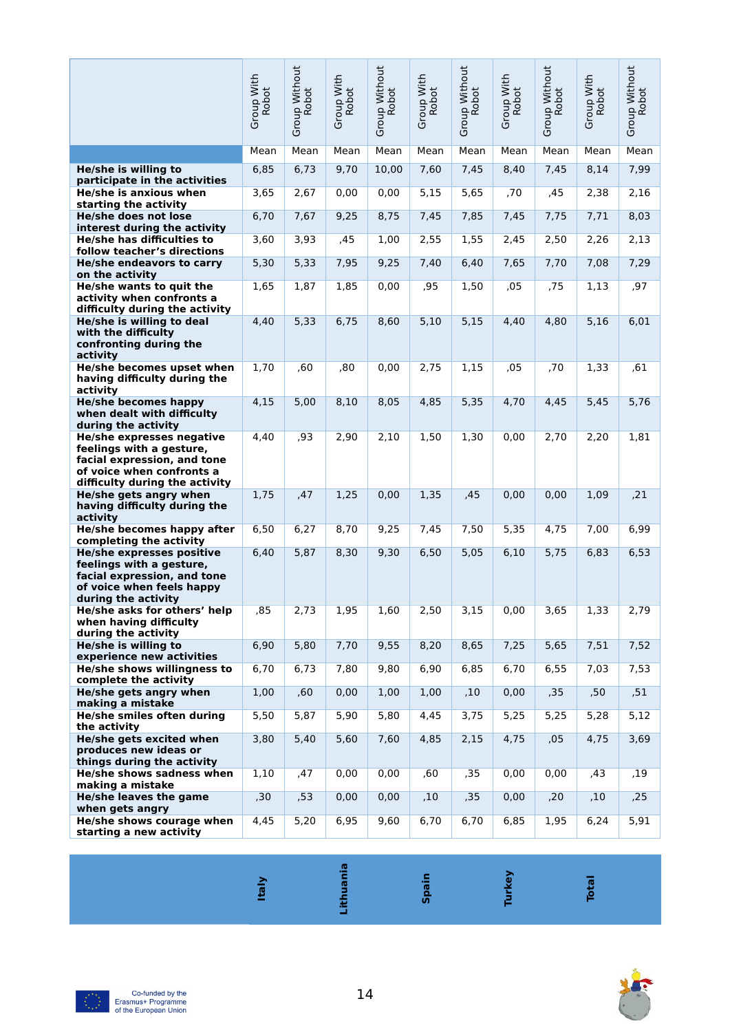| | Italy | | Lithuania | | Spain | | Turkey | | Total | |
|---|---|---|---|---|---|---|---|---|---|---|
| | Group With Robot | Group Without Robot | Group With Robot | Group Without Robot | Group With Robot | Group Without Robot | Group With Robot | Group Without Robot | Group With Robot | Group Without Robot |
| | Mean | Mean | Mean | Mean | Mean | Mean | Mean | Mean | Mean | Mean |
| **He/she is willing to participate in the activities** | 6,85 | 6,73 | 9,70 | 10,00 | 7,60 | 7,45 | 8,40 | 7,45 | 8,14 | 7,99 |
| **He/she is anxious when starting the activity** | 3,65 | 2,67 | 0,00 | 0,00 | 5,15 | 5,65 | ,70 | ,45 | 2,38 | 2,16 |
| **He/she does not lose interest during the activity** | 6,70 | 7,67 | 9,25 | 8,75 | 7,45 | 7,85 | 7,45 | 7,75 | 7,71 | 8,03 |
| **He/she has difficulties to follow teacher's directions** | 3,60 | 3,93 | ,45 | 1,00 | 2,55 | 1,55 | 2,45 | 2,50 | 2,26 | 2,13 |
| **He/she endeavors to carry on the activity** | 5,30 | 5,33 | 7,95 | 9,25 | 7,40 | 6,40 | 7,65 | 7,70 | 7,08 | 7,29 |
| **He/she wants to quit the activity when confronts a difficulty during the activity** | 1,65 | 1,87 | 1,85 | 0,00 | ,95 | 1,50 | ,05 | ,75 | 1,13 | ,97 |
| **He/she is willing to deal with the difficulty confronting during the activity** | 4,40 | 5,33 | 6,75 | 8,60 | 5,10 | 5,15 | 4,40 | 4,80 | 5,16 | 6,01 |
| **He/she becomes upset when having difficulty during the activity** | 1,70 | ,60 | ,80 | 0,00 | 2,75 | 1,15 | ,05 | ,70 | 1,33 | ,61 |
| **He/she becomes happy when dealt with difficulty during the activity** | 4,15 | 5,00 | 8,10 | 8,05 | 4,85 | 5,35 | 4,70 | 4,45 | 5,45 | 5,76 |
| **He/she expresses negative feelings with a gesture, facial expression, and tone of voice when confronts a difficulty during the activity** | 4,40 | ,93 | 2,90 | 2,10 | 1,50 | 1,30 | 0,00 | 2,70 | 2,20 | 1,81 |
| **He/she gets angry when having difficulty during the activity** | 1,75 | ,47 | 1,25 | 0,00 | 1,35 | ,45 | 0,00 | 0,00 | 1,09 | ,21 |
| **He/she becomes happy after completing the activity** | 6,50 | 6,27 | 8,70 | 9,25 | 7,45 | 7,50 | 5,35 | 4,75 | 7,00 | 6,99 |
| **He/she expresses positive feelings with a gesture, facial expression, and tone of voice when feels happy during the activity** | 6,40 | 5,87 | 8,30 | 9,30 | 6,50 | 5,05 | 6,10 | 5,75 | 6,83 | 6,53 |
| **He/she asks for others' help when having difficulty during the activity** | ,85 | 2,73 | 1,95 | 1,60 | 2,50 | 3,15 | 0,00 | 3,65 | 1,33 | 2,79 |
| **He/she is willing to experience new activities** | 6,90 | 5,80 | 7,70 | 9,55 | 8,20 | 8,65 | 7,25 | 5,65 | 7,51 | 7,52 |
| **He/she shows willingness to complete the activity** | 6,70 | 6,73 | 7,80 | 9,80 | 6,90 | 6,85 | 6,70 | 6,55 | 7,03 | 7,53 |
| **He/she gets angry when making a mistake** | 1,00 | ,60 | 0,00 | 1,00 | 1,00 | ,10 | 0,00 | ,35 | ,50 | ,51 |
| **He/she smiles often during the activity** | 5,50 | 5,87 | 5,90 | 5,80 | 4,45 | 3,75 | 5,25 | 5,25 | 5,28 | 5,12 |
| **He/she gets excited when produces new ideas or things during the activity** | 3,80 | 5,40 | 5,60 | 7,60 | 4,85 | 2,15 | 4,75 | ,05 | 4,75 | 3,69 |
| **He/she shows sadness when making a mistake** | 1,10 | ,47 | 0,00 | 0,00 | ,60 | ,35 | 0,00 | 0,00 | ,43 | ,19 |
| **He/she leaves the game when gets angry** | ,30 | ,53 | 0,00 | 0,00 | ,10 | ,35 | 0,00 | ,20 | ,10 | ,25 |
| **He/she shows courage when starting a new activity** | 4,45 | 5,20 | 6,95 | 9,60 | 6,70 | 6,70 | 6,85 | 1,95 | 6,24 | 5,91 |

Co-funded by the Erasmus+ Programme of the European Union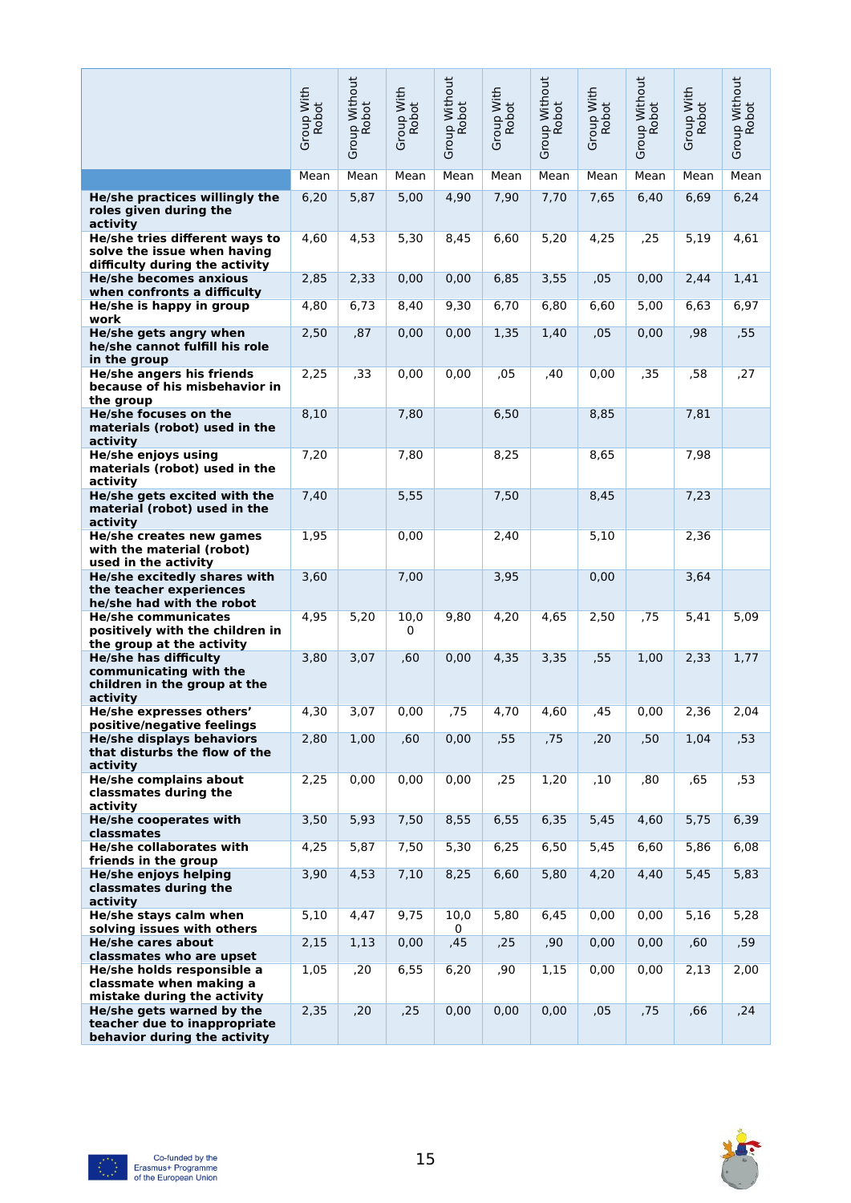| | Group With Robot | Group Without Robot | Group With Robot | Group Without Robot | Group With Robot | Group Without Robot | Group With Robot | Group Without Robot | Group With Robot | Group Without Robot |
|---|---|---|---|---|---|---|---|---|---|---|
| | Mean | Mean | Mean | Mean | Mean | Mean | Mean | Mean | Mean | Mean |
| **He/she practices willingly the roles given during the activity** | 6,20 | 5,87 | 5,00 | 4,90 | 7,90 | 7,70 | 7,65 | 6,40 | 6,69 | 6,24 |
| **He/she tries different ways to solve the issue when having difficulty during the activity** | 4,60 | 4,53 | 5,30 | 8,45 | 6,60 | 5,20 | 4,25 | ,25 | 5,19 | 4,61 |
| **He/she becomes anxious when confronts a difficulty** | 2,85 | 2,33 | 0,00 | 0,00 | 6,85 | 3,55 | ,05 | 0,00 | 2,44 | 1,41 |
| **He/she is happy in group work** | 4,80 | 6,73 | 8,40 | 9,30 | 6,70 | 6,80 | 6,60 | 5,00 | 6,63 | 6,97 |
| **He/she gets angry when he/she cannot fulfill his role in the group** | 2,50 | ,87 | 0,00 | 0,00 | 1,35 | 1,40 | ,05 | 0,00 | ,98 | ,55 |
| **He/she angers his friends because of his misbehavior in the group** | 2,25 | ,33 | 0,00 | 0,00 | ,05 | ,40 | 0,00 | ,35 | ,58 | ,27 |
| **He/she focuses on the materials (robot) used in the activity** | 8,10 | | 7,80 | | 6,50 | | 8,85 | | 7,81 | |
| **He/she enjoys using materials (robot) used in the activity** | 7,20 | | 7,80 | | 8,25 | | 8,65 | | 7,98 | |
| **He/she gets excited with the material (robot) used in the activity** | 7,40 | | 5,55 | | 7,50 | | 8,45 | | 7,23 | |
| **He/she creates new games with the material (robot) used in the activity** | 1,95 | | 0,00 | | 2,40 | | 5,10 | | 2,36 | |
| **He/she excitedly shares with the teacher experiences he/she had with the robot** | 3,60 | | 7,00 | | 3,95 | | 0,00 | | 3,64 | |
| **He/she communicates positively with the children in the group at the activity** | 4,95 | 5,20 | 10,00 | 9,80 | 4,20 | 4,65 | 2,50 | ,75 | 5,41 | 5,09 |
| **He/she has difficulty communicating with the children in the group at the activity** | 3,80 | 3,07 | ,60 | 0,00 | 4,35 | 3,35 | ,55 | 1,00 | 2,33 | 1,77 |
| **He/she expresses others' positive/negative feelings** | 4,30 | 3,07 | 0,00 | ,75 | 4,70 | 4,60 | ,45 | 0,00 | 2,36 | 2,04 |
| **He/she displays behaviors that disturbs the flow of the activity** | 2,80 | 1,00 | ,60 | 0,00 | ,55 | ,75 | ,20 | ,50 | 1,04 | ,53 |
| **He/she complains about classmates during the activity** | 2,25 | 0,00 | 0,00 | 0,00 | ,25 | 1,20 | ,10 | ,80 | ,65 | ,53 |
| **He/she cooperates with classmates** | 3,50 | 5,93 | 7,50 | 8,55 | 6,55 | 6,35 | 5,45 | 4,60 | 5,75 | 6,39 |
| **He/she collaborates with friends in the group** | 4,25 | 5,87 | 7,50 | 5,30 | 6,25 | 6,50 | 5,45 | 6,60 | 5,86 | 6,08 |
| **He/she enjoys helping classmates during the activity** | 3,90 | 4,53 | 7,10 | 8,25 | 6,60 | 5,80 | 4,20 | 4,40 | 5,45 | 5,83 |
| **He/she stays calm when solving issues with others** | 5,10 | 4,47 | 9,75 | 10,00 | 5,80 | 6,45 | 0,00 | 0,00 | 5,16 | 5,28 |
| **He/she cares about classmates who are upset** | 2,15 | 1,13 | 0,00 | ,45 | ,25 | ,90 | 0,00 | 0,00 | ,60 | ,59 |
| **He/she holds responsible a classmate when making a mistake during the activity** | 1,05 | ,20 | 6,55 | 6,20 | ,90 | 1,15 | 0,00 | 0,00 | 2,13 | 2,00 |
| **He/she gets warned by the teacher due to inappropriate behavior during the activity** | 2,35 | ,20 | ,25 | 0,00 | 0,00 | 0,00 | ,05 | ,75 | ,66 | ,24 |

Co-funded by the Erasmus+ Programme of the European Union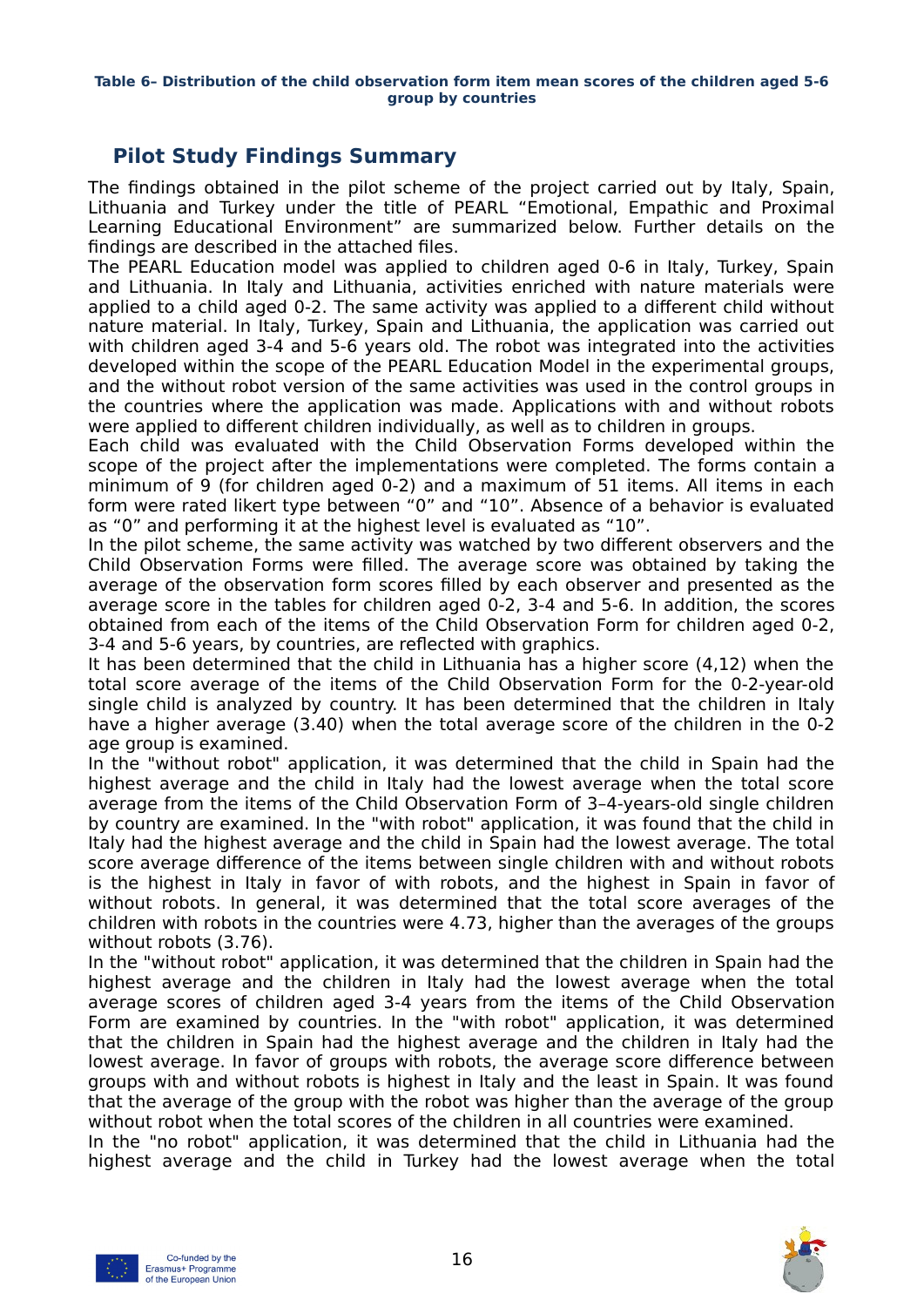**Table 6– Distribution of the child observation form item mean scores of the children aged 5-6 group by countries**

## Pilot Study Findings Summary

The findings obtained in the pilot scheme of the project carried out by Italy, Spain, Lithuania and Turkey under the title of PEARL "Emotional, Empathic and Proximal Learning Educational Environment" are summarized below. Further details on the findings are described in the attached files.

The PEARL Education model was applied to children aged 0-6 in Italy, Turkey, Spain and Lithuania. In Italy and Lithuania, activities enriched with nature materials were applied to a child aged 0-2. The same activity was applied to a different child without nature material. In Italy, Turkey, Spain and Lithuania, the application was carried out with children aged 3-4 and 5-6 years old. The robot was integrated into the activities developed within the scope of the PEARL Education Model in the experimental groups, and the without robot version of the same activities was used in the control groups in the countries where the application was made. Applications with and without robots were applied to different children individually, as well as to children in groups.

Each child was evaluated with the Child Observation Forms developed within the scope of the project after the implementations were completed. The forms contain a minimum of 9 (for children aged 0-2) and a maximum of 51 items. All items in each form were rated likert type between "0" and "10". Absence of a behavior is evaluated as "0" and performing it at the highest level is evaluated as "10".

In the pilot scheme, the same activity was watched by two different observers and the Child Observation Forms were filled. The average score was obtained by taking the average of the observation form scores filled by each observer and presented as the average score in the tables for children aged 0-2, 3-4 and 5-6. In addition, the scores obtained from each of the items of the Child Observation Form for children aged 0-2, 3-4 and 5-6 years, by countries, are reflected with graphics.

It has been determined that the child in Lithuania has a higher score (4,12) when the total score average of the items of the Child Observation Form for the 0-2-year-old single child is analyzed by country. It has been determined that the children in Italy have a higher average (3.40) when the total average score of the children in the 0-2 age group is examined.

In the "without robot" application, it was determined that the child in Spain had the highest average and the child in Italy had the lowest average when the total score average from the items of the Child Observation Form of 3–4-years-old single children by country are examined. In the "with robot" application, it was found that the child in Italy had the highest average and the child in Spain had the lowest average. The total score average difference of the items between single children with and without robots is the highest in Italy in favor of with robots, and the highest in Spain in favor of without robots. In general, it was determined that the total score averages of the children with robots in the countries were 4.73, higher than the averages of the groups without robots (3.76).

In the "without robot" application, it was determined that the children in Spain had the highest average and the children in Italy had the lowest average when the total average scores of children aged 3-4 years from the items of the Child Observation Form are examined by countries. In the "with robot" application, it was determined that the children in Spain had the highest average and the children in Italy had the lowest average. In favor of groups with robots, the average score difference between groups with and without robots is highest in Italy and the least in Spain. It was found that the average of the group with the robot was higher than the average of the group without robot when the total scores of the children in all countries were examined.

In the "no robot" application, it was determined that the child in Lithuania had the highest average and the child in Turkey had the lowest average when the total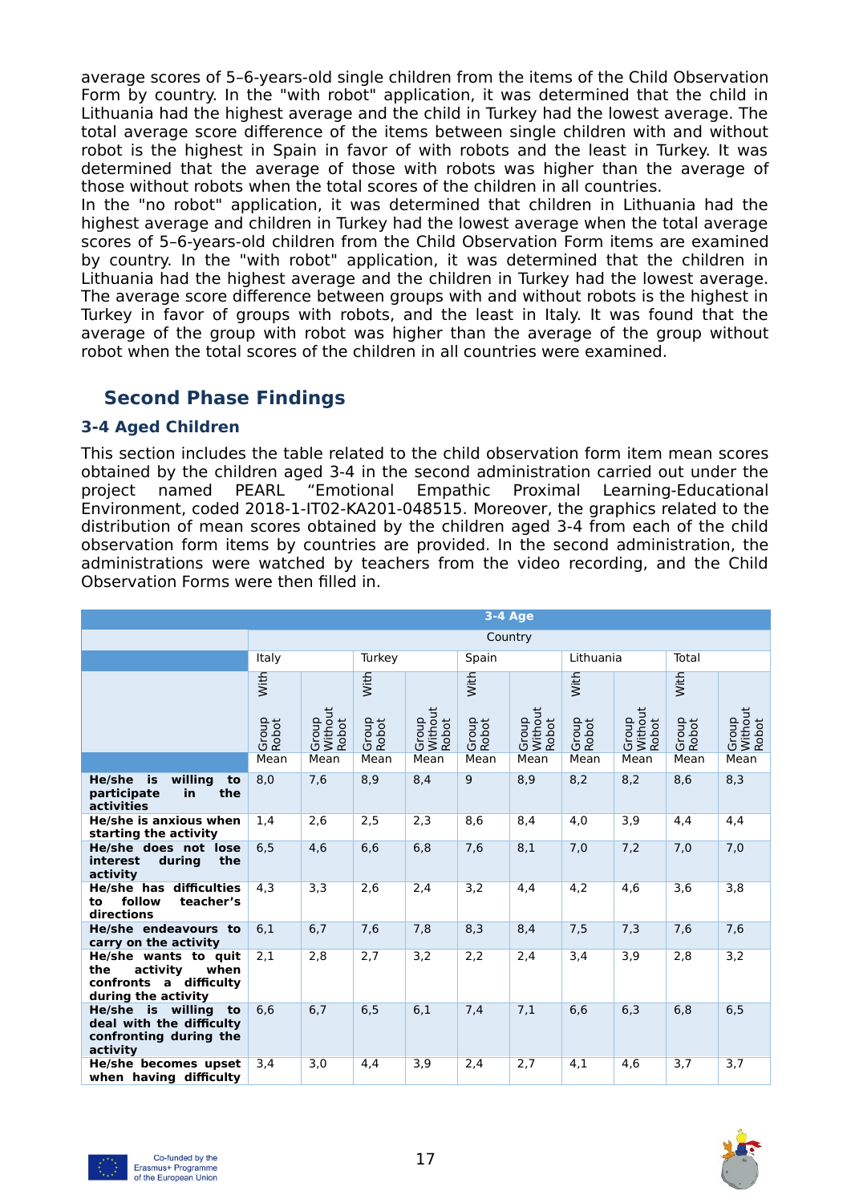average scores of 5–6-years-old single children from the items of the Child Observation Form by country. In the "with robot" application, it was determined that the child in Lithuania had the highest average and the child in Turkey had the lowest average. The total average score difference of the items between single children with and without robot is the highest in Spain in favor of with robots and the least in Turkey. It was determined that the average of those with robots was higher than the average of those without robots when the total scores of the children in all countries.

In the "no robot" application, it was determined that children in Lithuania had the highest average and children in Turkey had the lowest average when the total average scores of 5–6-years-old children from the Child Observation Form items are examined by country. In the "with robot" application, it was determined that the children in Lithuania had the highest average and the children in Turkey had the lowest average. The average score difference between groups with and without robots is the highest in Turkey in favor of groups with robots, and the least in Italy. It was found that the average of the group with robot was higher than the average of the group without robot when the total scores of the children in all countries were examined.

## Second Phase Findings

### 3-4 Aged Children

This section includes the table related to the child observation form item mean scores obtained by the children aged 3-4 in the second administration carried out under the project named PEARL "Emotional Empathic Proximal Learning-Educational Environment, coded 2018-1-IT02-KA201-048515. Moreover, the graphics related to the distribution of mean scores obtained by the children aged 3-4 from each of the child observation form items by countries are provided. In the second administration, the administrations were watched by teachers from the video recording, and the Child Observation Forms were then filled in.

| 3-4 Age | | | | | | | | | | |
|---|---|---|---|---|---|---|---|---|---|---|
| | Country | | | | | | | | | |
| | Italy | | Turkey | | Spain | | Lithuania | | Total | |
| | With Group Robot | Group Without Robot | With Group Robot | Group Without Robot | With Group Robot | Group Without Robot | With Group Robot | Group Without Robot | With Group Robot | Group Without Robot |
| | Mean | Mean | Mean | Mean | Mean | Mean | Mean | Mean | Mean | Mean |
| **He/she is willing to participate in the activities** | 8,0 | 7,6 | 8,9 | 8,4 | 9 | 8,9 | 8,2 | 8,2 | 8,6 | 8,3 |
| **He/she is anxious when starting the activity** | 1,4 | 2,6 | 2,5 | 2,3 | 8,6 | 8,4 | 4,0 | 3,9 | 4,4 | 4,4 |
| **He/she does not lose interest during the activity** | 6,5 | 4,6 | 6,6 | 6,8 | 7,6 | 8,1 | 7,0 | 7,2 | 7,0 | 7,0 |
| **He/she has difficulties to follow teacher's directions** | 4,3 | 3,3 | 2,6 | 2,4 | 3,2 | 4,4 | 4,2 | 4,6 | 3,6 | 3,8 |
| **He/she endeavours to carry on the activity** | 6,1 | 6,7 | 7,6 | 7,8 | 8,3 | 8,4 | 7,5 | 7,3 | 7,6 | 7,6 |
| **He/she wants to quit the activity when confronts a difficulty during the activity** | 2,1 | 2,8 | 2,7 | 3,2 | 2,2 | 2,4 | 3,4 | 3,9 | 2,8 | 3,2 |
| **He/she is willing to deal with the difficulty confronting during the activity** | 6,6 | 6,7 | 6,5 | 6,1 | 7,4 | 7,1 | 6,6 | 6,3 | 6,8 | 6,5 |
| **He/she becomes upset when having difficulty** | 3,4 | 3,0 | 4,4 | 3,9 | 2,4 | 2,7 | 4,1 | 4,6 | 3,7 | 3,7 |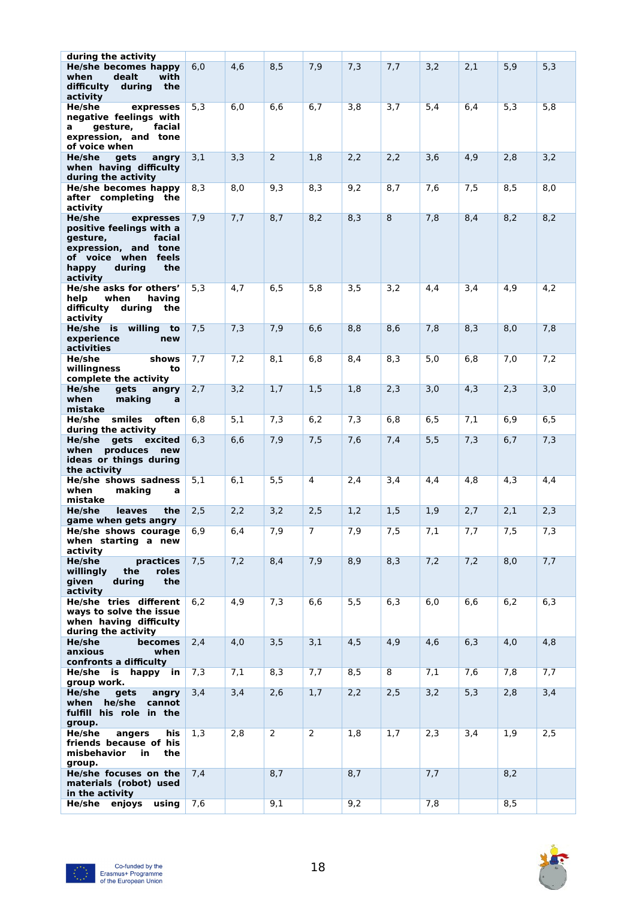| during the activity | | | | | | | | | | |
|---|---|---|---|---|---|---|---|---|---|---|
| He/she becomes happy when dealt with difficulty during the activity | 6,0 | 4,6 | 8,5 | 7,9 | 7,3 | 7,7 | 3,2 | 2,1 | 5,9 | 5,3 |
| He/she expresses negative feelings with a gesture, facial expression, and tone of voice when | 5,3 | 6,0 | 6,6 | 6,7 | 3,8 | 3,7 | 5,4 | 6,4 | 5,3 | 5,8 |
| He/she gets angry when having difficulty during the activity | 3,1 | 3,3 | 2 | 1,8 | 2,2 | 2,2 | 3,6 | 4,9 | 2,8 | 3,2 |
| He/she becomes happy after completing the activity | 8,3 | 8,0 | 9,3 | 8,3 | 9,2 | 8,7 | 7,6 | 7,5 | 8,5 | 8,0 |
| He/she expresses positive feelings with a gesture, facial expression, and tone of voice when feels happy during the activity | 7,9 | 7,7 | 8,7 | 8,2 | 8,3 | 8 | 7,8 | 8,4 | 8,2 | 8,2 |
| He/she asks for others' help when having difficulty during the activity | 5,3 | 4,7 | 6,5 | 5,8 | 3,5 | 3,2 | 4,4 | 3,4 | 4,9 | 4,2 |
| He/she is willing to experience new activities | 7,5 | 7,3 | 7,9 | 6,6 | 8,8 | 8,6 | 7,8 | 8,3 | 8,0 | 7,8 |
| He/she shows willingness to complete the activity | 7,7 | 7,2 | 8,1 | 6,8 | 8,4 | 8,3 | 5,0 | 6,8 | 7,0 | 7,2 |
| He/she gets angry when making a mistake | 2,7 | 3,2 | 1,7 | 1,5 | 1,8 | 2,3 | 3,0 | 4,3 | 2,3 | 3,0 |
| He/she smiles often during the activity | 6,8 | 5,1 | 7,3 | 6,2 | 7,3 | 6,8 | 6,5 | 7,1 | 6,9 | 6,5 |
| He/she gets excited when produces new ideas or things during the activity | 6,3 | 6,6 | 7,9 | 7,5 | 7,6 | 7,4 | 5,5 | 7,3 | 6,7 | 7,3 |
| He/she shows sadness when making a mistake | 5,1 | 6,1 | 5,5 | 4 | 2,4 | 3,4 | 4,4 | 4,8 | 4,3 | 4,4 |
| He/she leaves the game when gets angry | 2,5 | 2,2 | 3,2 | 2,5 | 1,2 | 1,5 | 1,9 | 2,7 | 2,1 | 2,3 |
| He/she shows courage when starting a new activity | 6,9 | 6,4 | 7,9 | 7 | 7,9 | 7,5 | 7,1 | 7,7 | 7,5 | 7,3 |
| He/she practices willingly the roles given during the activity | 7,5 | 7,2 | 8,4 | 7,9 | 8,9 | 8,3 | 7,2 | 7,2 | 8,0 | 7,7 |
| He/she tries different ways to solve the issue when having difficulty during the activity | 6,2 | 4,9 | 7,3 | 6,6 | 5,5 | 6,3 | 6,0 | 6,6 | 6,2 | 6,3 |
| He/she becomes anxious when confronts a difficulty | 2,4 | 4,0 | 3,5 | 3,1 | 4,5 | 4,9 | 4,6 | 6,3 | 4,0 | 4,8 |
| He/she is happy in group work. | 7,3 | 7,1 | 8,3 | 7,7 | 8,5 | 8 | 7,1 | 7,6 | 7,8 | 7,7 |
| He/she gets angry when he/she cannot fulfill his role in the group. | 3,4 | 3,4 | 2,6 | 1,7 | 2,2 | 2,5 | 3,2 | 5,3 | 2,8 | 3,4 |
| He/she angers his friends because of his misbehavior in the group. | 1,3 | 2,8 | 2 | 2 | 1,8 | 1,7 | 2,3 | 3,4 | 1,9 | 2,5 |
| He/she focuses on the materials (robot) used in the activity | 7,4 | | 8,7 | | 8,7 | | 7,7 | | 8,2 | |
| He/she enjoys using | 7,6 | | 9,1 | | 9,2 | | 7,8 | | 8,5 | |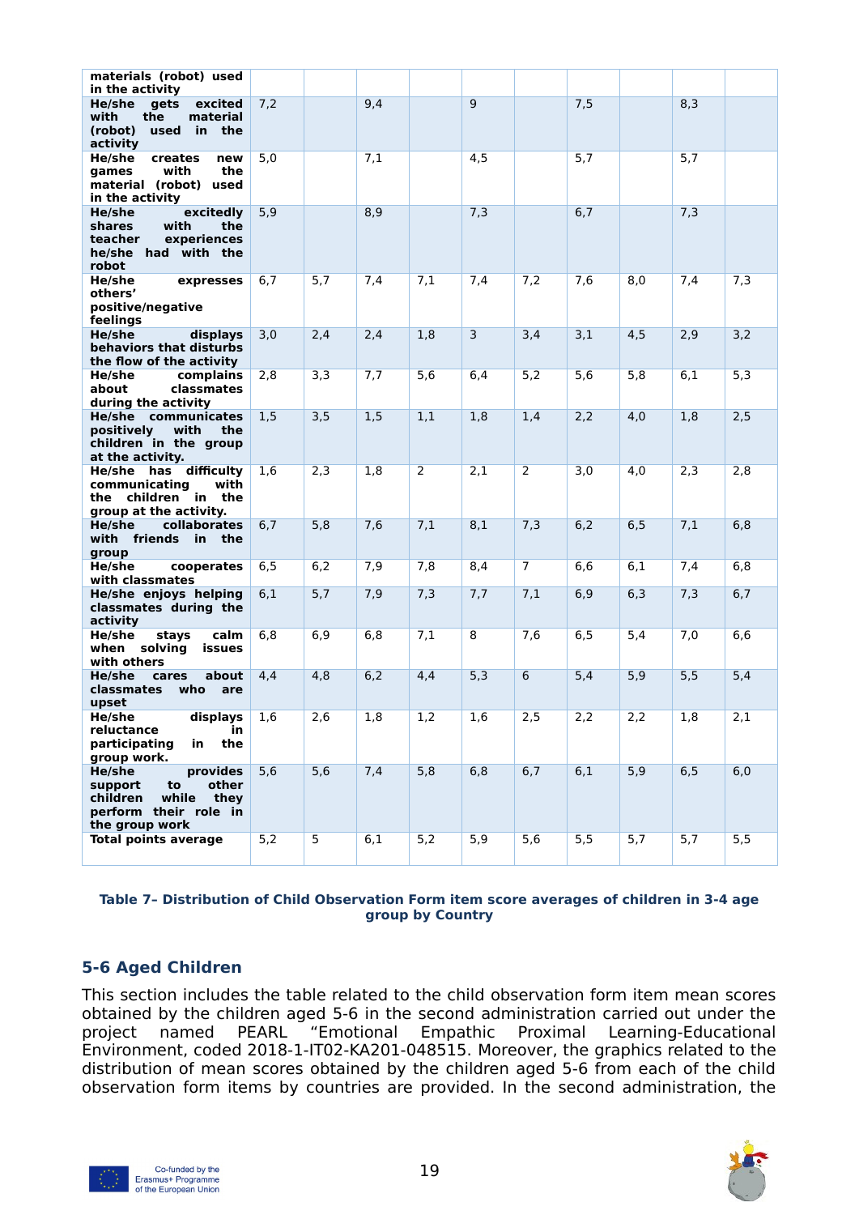| | | | | | | | | | | |
|---|---|---|---|---|---|---|---|---|---|---|
| **materials (robot) used in the activity** | | | | | | | | | | |
| **He/she gets excited with the material (robot) used in the activity** | 7,2 | | 9,4 | | 9 | | 7,5 | | 8,3 | |
| **He/she creates new games with the material (robot) used in the activity** | 5,0 | | 7,1 | | 4,5 | | 5,7 | | 5,7 | |
| **He/she excitedly shares with the teacher experiences he/she had with the robot** | 5,9 | | 8,9 | | 7,3 | | 6,7 | | 7,3 | |
| **He/she expresses others' positive/negative feelings** | 6,7 | 5,7 | 7,4 | 7,1 | 7,4 | 7,2 | 7,6 | 8,0 | 7,4 | 7,3 |
| **He/she displays behaviors that disturbs the flow of the activity** | 3,0 | 2,4 | 2,4 | 1,8 | 3 | 3,4 | 3,1 | 4,5 | 2,9 | 3,2 |
| **He/she complains about classmates during the activity** | 2,8 | 3,3 | 7,7 | 5,6 | 6,4 | 5,2 | 5,6 | 5,8 | 6,1 | 5,3 |
| **He/she communicates positively with the children in the group at the activity.** | 1,5 | 3,5 | 1,5 | 1,1 | 1,8 | 1,4 | 2,2 | 4,0 | 1,8 | 2,5 |
| **He/she has difficulty communicating with the children in the group at the activity.** | 1,6 | 2,3 | 1,8 | 2 | 2,1 | 2 | 3,0 | 4,0 | 2,3 | 2,8 |
| **He/she collaborates with friends in the group** | 6,7 | 5,8 | 7,6 | 7,1 | 8,1 | 7,3 | 6,2 | 6,5 | 7,1 | 6,8 |
| **He/she cooperates with classmates** | 6,5 | 6,2 | 7,9 | 7,8 | 8,4 | 7 | 6,6 | 6,1 | 7,4 | 6,8 |
| **He/she enjoys helping classmates during the activity** | 6,1 | 5,7 | 7,9 | 7,3 | 7,7 | 7,1 | 6,9 | 6,3 | 7,3 | 6,7 |
| **He/she stays calm when solving issues with others** | 6,8 | 6,9 | 6,8 | 7,1 | 8 | 7,6 | 6,5 | 5,4 | 7,0 | 6,6 |
| **He/she cares about classmates who are upset** | 4,4 | 4,8 | 6,2 | 4,4 | 5,3 | 6 | 5,4 | 5,9 | 5,5 | 5,4 |
| **He/she displays reluctance in participating in the group work.** | 1,6 | 2,6 | 1,8 | 1,2 | 1,6 | 2,5 | 2,2 | 2,2 | 1,8 | 2,1 |
| **He/she provides support to other children while they perform their role in the group work** | 5,6 | 5,6 | 7,4 | 5,8 | 6,8 | 6,7 | 6,1 | 5,9 | 6,5 | 6,0 |
| **Total points average** | 5,2 | 5 | 6,1 | 5,2 | 5,9 | 5,6 | 5,5 | 5,7 | 5,7 | 5,5 |

**Table 7– Distribution of Child Observation Form item score averages of children in 3-4 age group by Country**

## 5-6 Aged Children

This section includes the table related to the child observation form item mean scores obtained by the children aged 5-6 in the second administration carried out under the project named PEARL "Emotional Empathic Proximal Learning-Educational Environment, coded 2018-1-IT02-KA201-048515. Moreover, the graphics related to the distribution of mean scores obtained by the children aged 5-6 from each of the child observation form items by countries are provided. In the second administration, the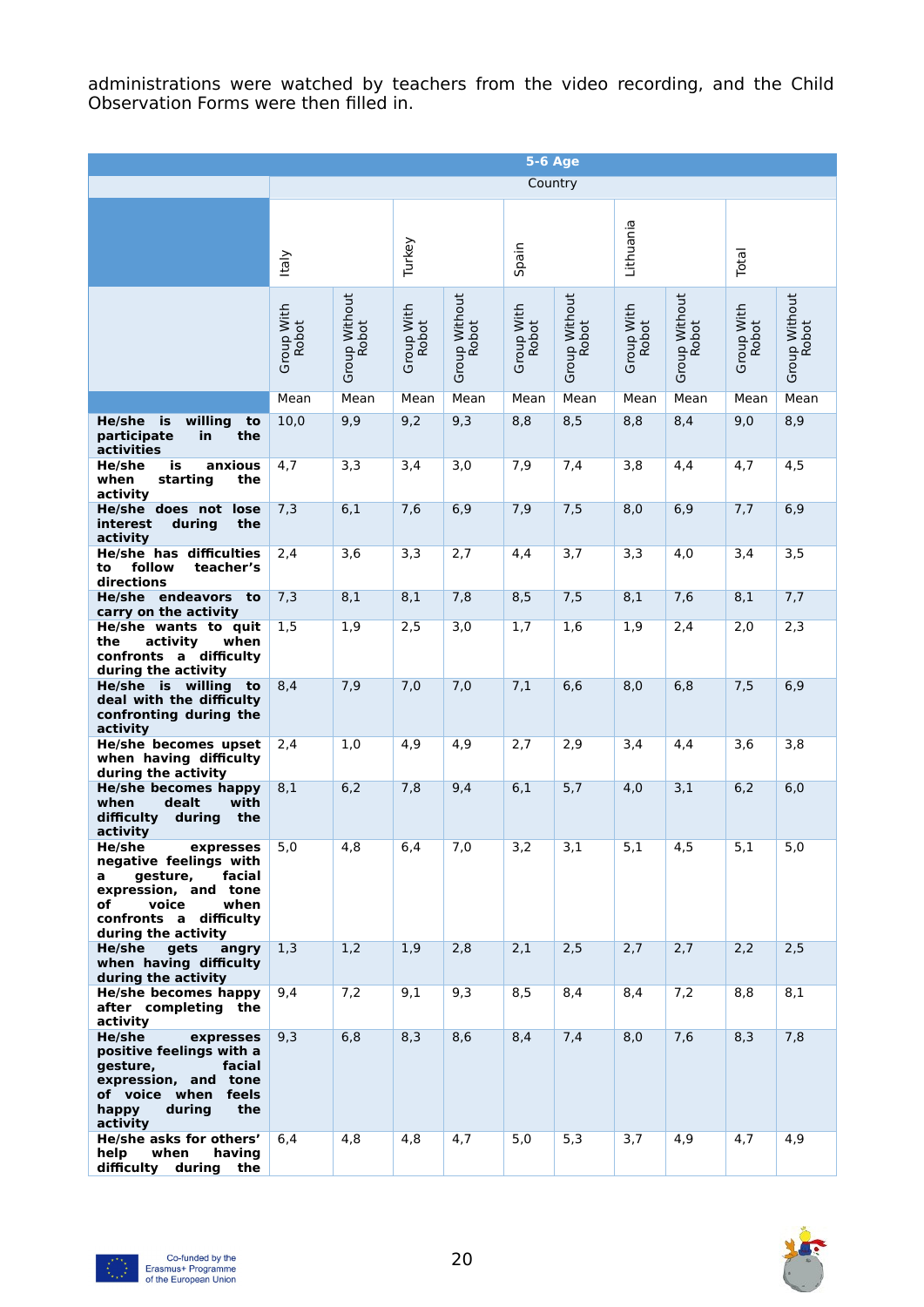administrations were watched by teachers from the video recording, and the Child Observation Forms were then filled in.

| | 5-6 Age | | | | | | | | | |
|---|---|---|---|---|---|---|---|---|---|---|
| | Country | | | | | | | | | |
| | Italy | | Turkey | | Spain | | Lithuania | | Total | |
| | Group With Robot | Group Without Robot | Group With Robot | Group Without Robot | Group With Robot | Group Without Robot | Group With Robot | Group Without Robot | Group With Robot | Group Without Robot |
| | Mean | Mean | Mean | Mean | Mean | Mean | Mean | Mean | Mean | Mean |
| **He/she is willing to participate in the activities** | 10,0 | 9,9 | 9,2 | 9,3 | 8,8 | 8,5 | 8,8 | 8,4 | 9,0 | 8,9 |
| **He/she is anxious when starting the activity** | 4,7 | 3,3 | 3,4 | 3,0 | 7,9 | 7,4 | 3,8 | 4,4 | 4,7 | 4,5 |
| **He/she does not lose interest during the activity** | 7,3 | 6,1 | 7,6 | 6,9 | 7,9 | 7,5 | 8,0 | 6,9 | 7,7 | 6,9 |
| **He/she has difficulties to follow teacher's directions** | 2,4 | 3,6 | 3,3 | 2,7 | 4,4 | 3,7 | 3,3 | 4,0 | 3,4 | 3,5 |
| **He/she endeavors to carry on the activity** | 7,3 | 8,1 | 8,1 | 7,8 | 8,5 | 7,5 | 8,1 | 7,6 | 8,1 | 7,7 |
| **He/she wants to quit the activity when confronts a difficulty during the activity** | 1,5 | 1,9 | 2,5 | 3,0 | 1,7 | 1,6 | 1,9 | 2,4 | 2,0 | 2,3 |
| **He/she is willing to deal with the difficulty confronting during the activity** | 8,4 | 7,9 | 7,0 | 7,0 | 7,1 | 6,6 | 8,0 | 6,8 | 7,5 | 6,9 |
| **He/she becomes upset when having difficulty during the activity** | 2,4 | 1,0 | 4,9 | 4,9 | 2,7 | 2,9 | 3,4 | 4,4 | 3,6 | 3,8 |
| **He/she becomes happy when dealt with difficulty during the activity** | 8,1 | 6,2 | 7,8 | 9,4 | 6,1 | 5,7 | 4,0 | 3,1 | 6,2 | 6,0 |
| **He/she expresses negative feelings with a gesture, facial expression, and tone of voice when confronts a difficulty during the activity** | 5,0 | 4,8 | 6,4 | 7,0 | 3,2 | 3,1 | 5,1 | 4,5 | 5,1 | 5,0 |
| **He/she gets angry when having difficulty during the activity** | 1,3 | 1,2 | 1,9 | 2,8 | 2,1 | 2,5 | 2,7 | 2,7 | 2,2 | 2,5 |
| **He/she becomes happy after completing the activity** | 9,4 | 7,2 | 9,1 | 9,3 | 8,5 | 8,4 | 8,4 | 7,2 | 8,8 | 8,1 |
| **He/she expresses positive feelings with a gesture, facial expression, and tone of voice when feels happy during the activity** | 9,3 | 6,8 | 8,3 | 8,6 | 8,4 | 7,4 | 8,0 | 7,6 | 8,3 | 7,8 |
| **He/she asks for others' help when having difficulty during the** | 6,4 | 4,8 | 4,8 | 4,7 | 5,0 | 5,3 | 3,7 | 4,9 | 4,7 | 4,9 |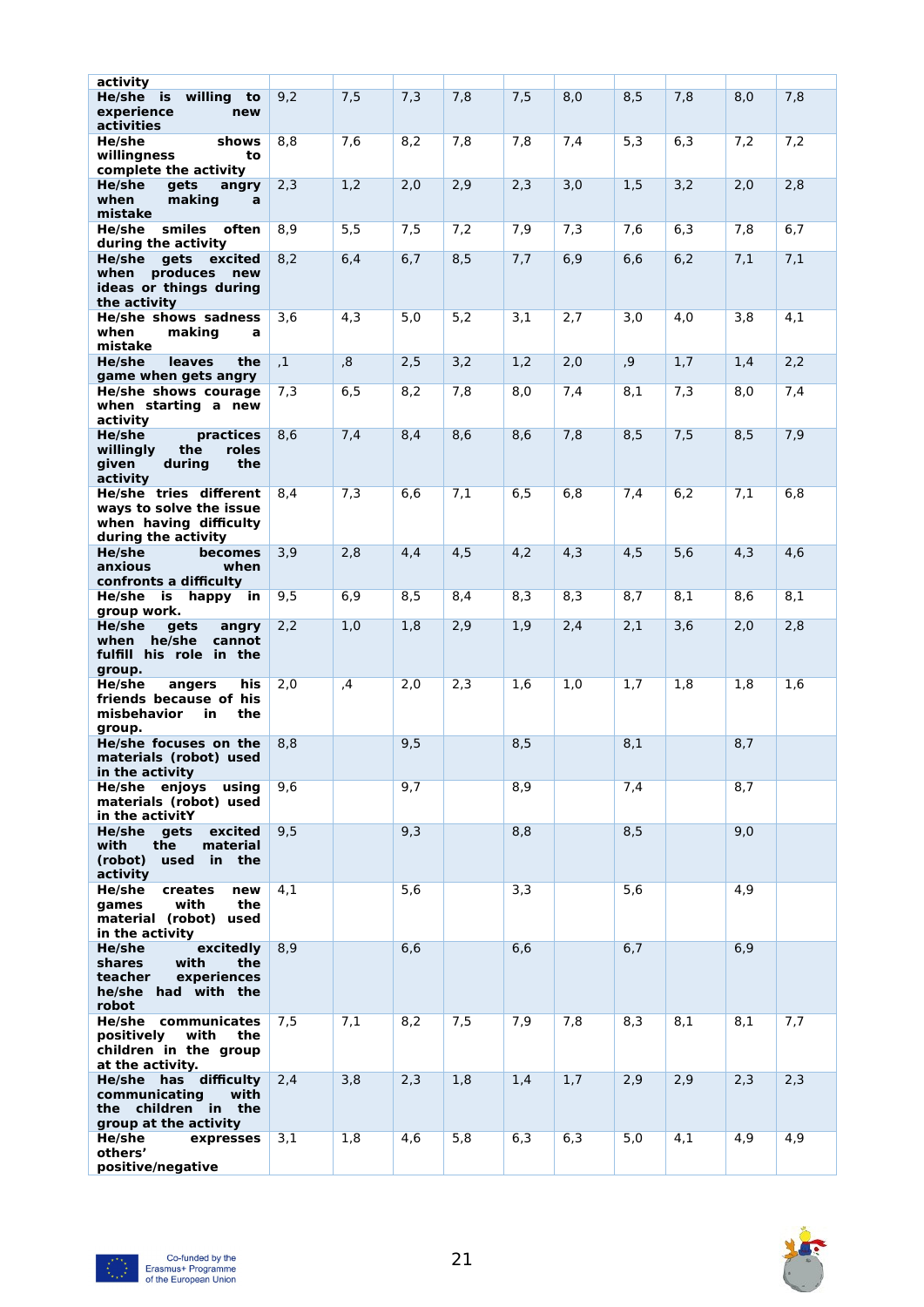| activity | | | | | | | | | | |
|---|---|---|---|---|---|---|---|---|---|---|
| **He/she is willing to experience new activities** | 9,2 | 7,5 | 7,3 | 7,8 | 7,5 | 8,0 | 8,5 | 7,8 | 8,0 | 7,8 |
| **He/she shows willingness to complete the activity** | 8,8 | 7,6 | 8,2 | 7,8 | 7,8 | 7,4 | 5,3 | 6,3 | 7,2 | 7,2 |
| **He/she gets angry when making a mistake** | 2,3 | 1,2 | 2,0 | 2,9 | 2,3 | 3,0 | 1,5 | 3,2 | 2,0 | 2,8 |
| **He/she smiles often during the activity** | 8,9 | 5,5 | 7,5 | 7,2 | 7,9 | 7,3 | 7,6 | 6,3 | 7,8 | 6,7 |
| **He/she gets excited when produces new ideas or things during the activity** | 8,2 | 6,4 | 6,7 | 8,5 | 7,7 | 6,9 | 6,6 | 6,2 | 7,1 | 7,1 |
| **He/she shows sadness when making a mistake** | 3,6 | 4,3 | 5,0 | 5,2 | 3,1 | 2,7 | 3,0 | 4,0 | 3,8 | 4,1 |
| **He/she leaves the game when gets angry** | ,1 | ,8 | 2,5 | 3,2 | 1,2 | 2,0 | ,9 | 1,7 | 1,4 | 2,2 |
| **He/she shows courage when starting a new activity** | 7,3 | 6,5 | 8,2 | 7,8 | 8,0 | 7,4 | 8,1 | 7,3 | 8,0 | 7,4 |
| **He/she practices willingly the roles given during the activity** | 8,6 | 7,4 | 8,4 | 8,6 | 8,6 | 7,8 | 8,5 | 7,5 | 8,5 | 7,9 |
| **He/she tries different ways to solve the issue when having difficulty during the activity** | 8,4 | 7,3 | 6,6 | 7,1 | 6,5 | 6,8 | 7,4 | 6,2 | 7,1 | 6,8 |
| **He/she becomes anxious when confronts a difficulty** | 3,9 | 2,8 | 4,4 | 4,5 | 4,2 | 4,3 | 4,5 | 5,6 | 4,3 | 4,6 |
| **He/she is happy in group work.** | 9,5 | 6,9 | 8,5 | 8,4 | 8,3 | 8,3 | 8,7 | 8,1 | 8,6 | 8,1 |
| **He/she gets angry when he/she cannot fulfill his role in the group.** | 2,2 | 1,0 | 1,8 | 2,9 | 1,9 | 2,4 | 2,1 | 3,6 | 2,0 | 2,8 |
| **He/she angers his friends because of his misbehavior in the group.** | 2,0 | ,4 | 2,0 | 2,3 | 1,6 | 1,0 | 1,7 | 1,8 | 1,8 | 1,6 |
| **He/she focuses on the materials (robot) used in the activity** | 8,8 | | 9,5 | | 8,5 | | 8,1 | | 8,7 | |
| **He/she enjoys using materials (robot) used in the activitY** | 9,6 | | 9,7 | | 8,9 | | 7,4 | | 8,7 | |
| **He/she gets excited with the material (robot) used in the activity** | 9,5 | | 9,3 | | 8,8 | | 8,5 | | 9,0 | |
| **He/she creates new games with the material (robot) used in the activity** | 4,1 | | 5,6 | | 3,3 | | 5,6 | | 4,9 | |
| **He/she excitedly shares with the teacher experiences he/she had with the robot** | 8,9 | | 6,6 | | 6,6 | | 6,7 | | 6,9 | |
| **He/she communicates positively with the children in the group at the activity.** | 7,5 | 7,1 | 8,2 | 7,5 | 7,9 | 7,8 | 8,3 | 8,1 | 8,1 | 7,7 |
| **He/she has difficulty communicating with the children in the group at the activity** | 2,4 | 3,8 | 2,3 | 1,8 | 1,4 | 1,7 | 2,9 | 2,9 | 2,3 | 2,3 |
| **He/she expresses others' positive/negative** | 3,1 | 1,8 | 4,6 | 5,8 | 6,3 | 6,3 | 5,0 | 4,1 | 4,9 | 4,9 |

Co-funded by the Erasmus+ Programme of the European Union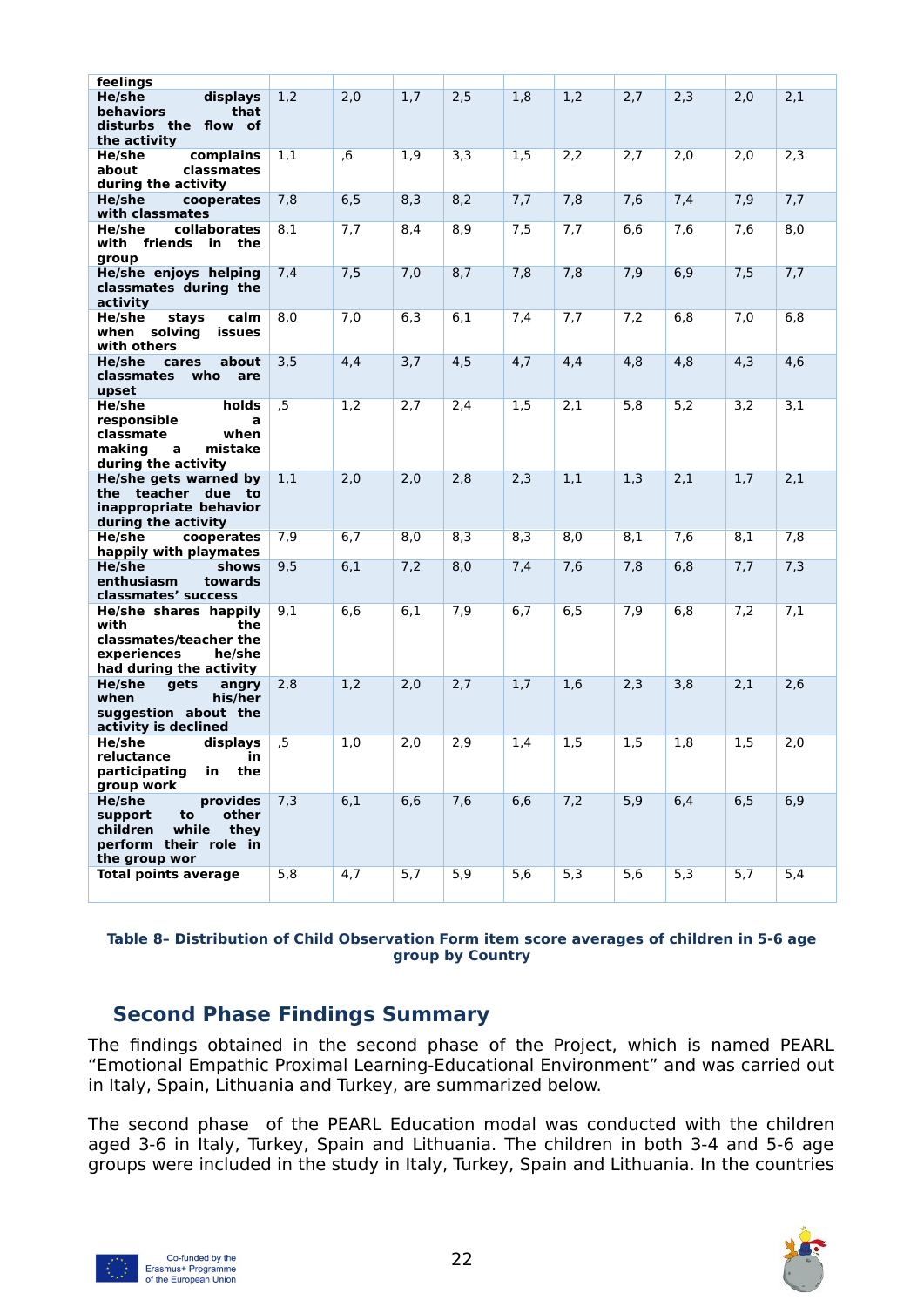| feelings | | | | | | | | | | |
|---|---|---|---|---|---|---|---|---|---|---|
| **He/she displays behaviors that disturbs the flow of the activity** | 1,2 | 2,0 | 1,7 | 2,5 | 1,8 | 1,2 | 2,7 | 2,3 | 2,0 | 2,1 |
| **He/she complains about classmates during the activity** | 1,1 | ,6 | 1,9 | 3,3 | 1,5 | 2,2 | 2,7 | 2,0 | 2,0 | 2,3 |
| **He/she cooperates with classmates** | 7,8 | 6,5 | 8,3 | 8,2 | 7,7 | 7,8 | 7,6 | 7,4 | 7,9 | 7,7 |
| **He/she collaborates with friends in the group** | 8,1 | 7,7 | 8,4 | 8,9 | 7,5 | 7,7 | 6,6 | 7,6 | 7,6 | 8,0 |
| **He/she enjoys helping classmates during the activity** | 7,4 | 7,5 | 7,0 | 8,7 | 7,8 | 7,8 | 7,9 | 6,9 | 7,5 | 7,7 |
| **He/she stays calm when solving issues with others** | 8,0 | 7,0 | 6,3 | 6,1 | 7,4 | 7,7 | 7,2 | 6,8 | 7,0 | 6,8 |
| **He/she cares about classmates who are upset** | 3,5 | 4,4 | 3,7 | 4,5 | 4,7 | 4,4 | 4,8 | 4,8 | 4,3 | 4,6 |
| **He/she holds responsible a classmate when making a mistake during the activity** | ,5 | 1,2 | 2,7 | 2,4 | 1,5 | 2,1 | 5,8 | 5,2 | 3,2 | 3,1 |
| **He/she gets warned by the teacher due to inappropriate behavior during the activity** | 1,1 | 2,0 | 2,0 | 2,8 | 2,3 | 1,1 | 1,3 | 2,1 | 1,7 | 2,1 |
| **He/she cooperates happily with playmates** | 7,9 | 6,7 | 8,0 | 8,3 | 8,3 | 8,0 | 8,1 | 7,6 | 8,1 | 7,8 |
| **He/she shows enthusiasm towards classmates' success** | 9,5 | 6,1 | 7,2 | 8,0 | 7,4 | 7,6 | 7,8 | 6,8 | 7,7 | 7,3 |
| **He/she shares happily with the classmates/teacher the experiences he/she had during the activity** | 9,1 | 6,6 | 6,1 | 7,9 | 6,7 | 6,5 | 7,9 | 6,8 | 7,2 | 7,1 |
| **He/she gets angry when his/her suggestion about the activity is declined** | 2,8 | 1,2 | 2,0 | 2,7 | 1,7 | 1,6 | 2,3 | 3,8 | 2,1 | 2,6 |
| **He/she displays reluctance in participating in the group work** | ,5 | 1,0 | 2,0 | 2,9 | 1,4 | 1,5 | 1,5 | 1,8 | 1,5 | 2,0 |
| **He/she provides support to other children while they perform their role in the group wor** | 7,3 | 6,1 | 6,6 | 7,6 | 6,6 | 7,2 | 5,9 | 6,4 | 6,5 | 6,9 |
| **Total points average** | 5,8 | 4,7 | 5,7 | 5,9 | 5,6 | 5,3 | 5,6 | 5,3 | 5,7 | 5,4 |

**Table 8– Distribution of Child Observation Form item score averages of children in 5-6 age group by Country**

## Second Phase Findings Summary

The findings obtained in the second phase of the Project, which is named PEARL "Emotional Empathic Proximal Learning-Educational Environment" and was carried out in Italy, Spain, Lithuania and Turkey, are summarized below.

The second phase of the PEARL Education modal was conducted with the children aged 3-6 in Italy, Turkey, Spain and Lithuania. The children in both 3-4 and 5-6 age groups were included in the study in Italy, Turkey, Spain and Lithuania. In the countries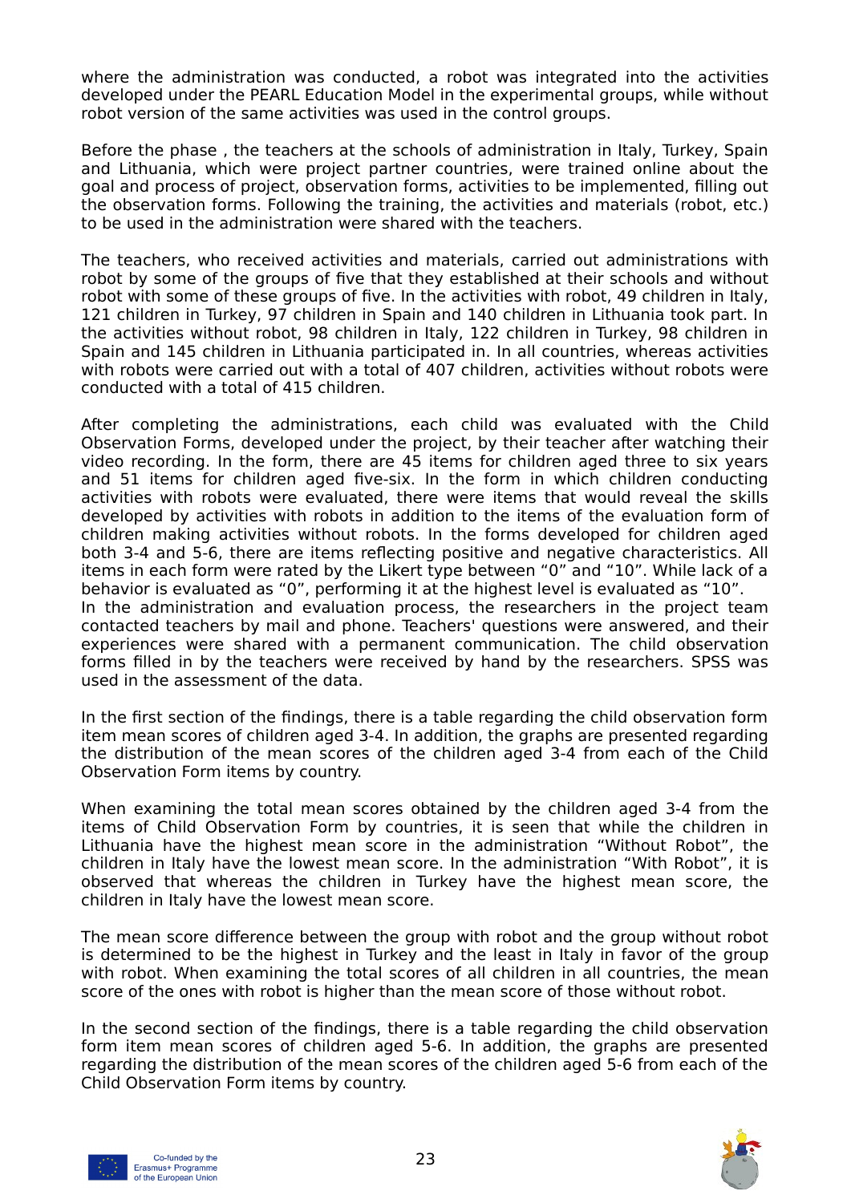where the administration was conducted, a robot was integrated into the activities developed under the PEARL Education Model in the experimental groups, while without robot version of the same activities was used in the control groups.

Before the phase , the teachers at the schools of administration in Italy, Turkey, Spain and Lithuania, which were project partner countries, were trained online about the goal and process of project, observation forms, activities to be implemented, filling out the observation forms. Following the training, the activities and materials (robot, etc.) to be used in the administration were shared with the teachers.

The teachers, who received activities and materials, carried out administrations with robot by some of the groups of five that they established at their schools and without robot with some of these groups of five. In the activities with robot, 49 children in Italy, 121 children in Turkey, 97 children in Spain and 140 children in Lithuania took part. In the activities without robot, 98 children in Italy, 122 children in Turkey, 98 children in Spain and 145 children in Lithuania participated in. In all countries, whereas activities with robots were carried out with a total of 407 children, activities without robots were conducted with a total of 415 children.

After completing the administrations, each child was evaluated with the Child Observation Forms, developed under the project, by their teacher after watching their video recording. In the form, there are 45 items for children aged three to six years and 51 items for children aged five-six. In the form in which children conducting activities with robots were evaluated, there were items that would reveal the skills developed by activities with robots in addition to the items of the evaluation form of children making activities without robots. In the forms developed for children aged both 3-4 and 5-6, there are items reflecting positive and negative characteristics. All items in each form were rated by the Likert type between "0" and "10". While lack of a behavior is evaluated as "0", performing it at the highest level is evaluated as "10".
In the administration and evaluation process, the researchers in the project team contacted teachers by mail and phone. Teachers' questions were answered, and their experiences were shared with a permanent communication. The child observation forms filled in by the teachers were received by hand by the researchers. SPSS was used in the assessment of the data.

In the first section of the findings, there is a table regarding the child observation form item mean scores of children aged 3-4. In addition, the graphs are presented regarding the distribution of the mean scores of the children aged 3-4 from each of the Child Observation Form items by country.

When examining the total mean scores obtained by the children aged 3-4 from the items of Child Observation Form by countries, it is seen that while the children in Lithuania have the highest mean score in the administration "Without Robot", the children in Italy have the lowest mean score. In the administration "With Robot", it is observed that whereas the children in Turkey have the highest mean score, the children in Italy have the lowest mean score.

The mean score difference between the group with robot and the group without robot is determined to be the highest in Turkey and the least in Italy in favor of the group with robot. When examining the total scores of all children in all countries, the mean score of the ones with robot is higher than the mean score of those without robot.

In the second section of the findings, there is a table regarding the child observation form item mean scores of children aged 5-6. In addition, the graphs are presented regarding the distribution of the mean scores of the children aged 5-6 from each of the Child Observation Form items by country.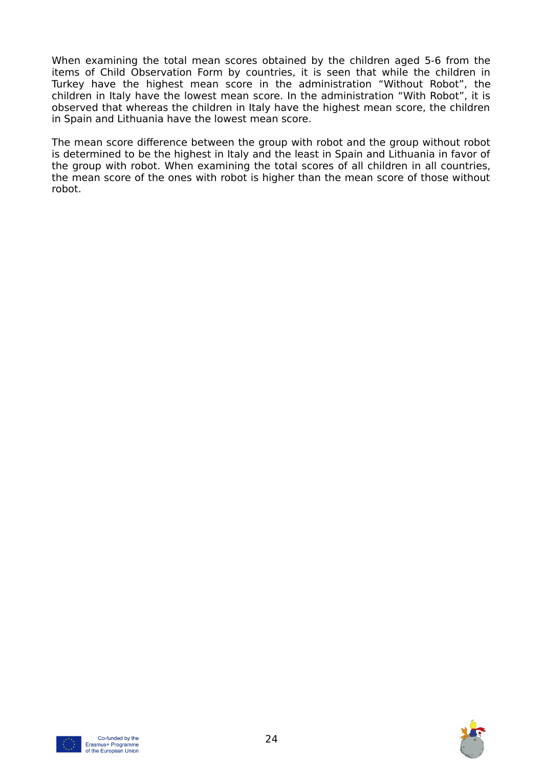When examining the total mean scores obtained by the children aged 5-6 from the items of Child Observation Form by countries, it is seen that while the children in Turkey have the highest mean score in the administration “Without Robot”, the children in Italy have the lowest mean score. In the administration “With Robot”, it is observed that whereas the children in Italy have the highest mean score, the children in Spain and Lithuania have the lowest mean score.

The mean score difference between the group with robot and the group without robot is determined to be the highest in Italy and the least in Spain and Lithuania in favor of the group with robot. When examining the total scores of all children in all countries, the mean score of the ones with robot is higher than the mean score of those without robot.